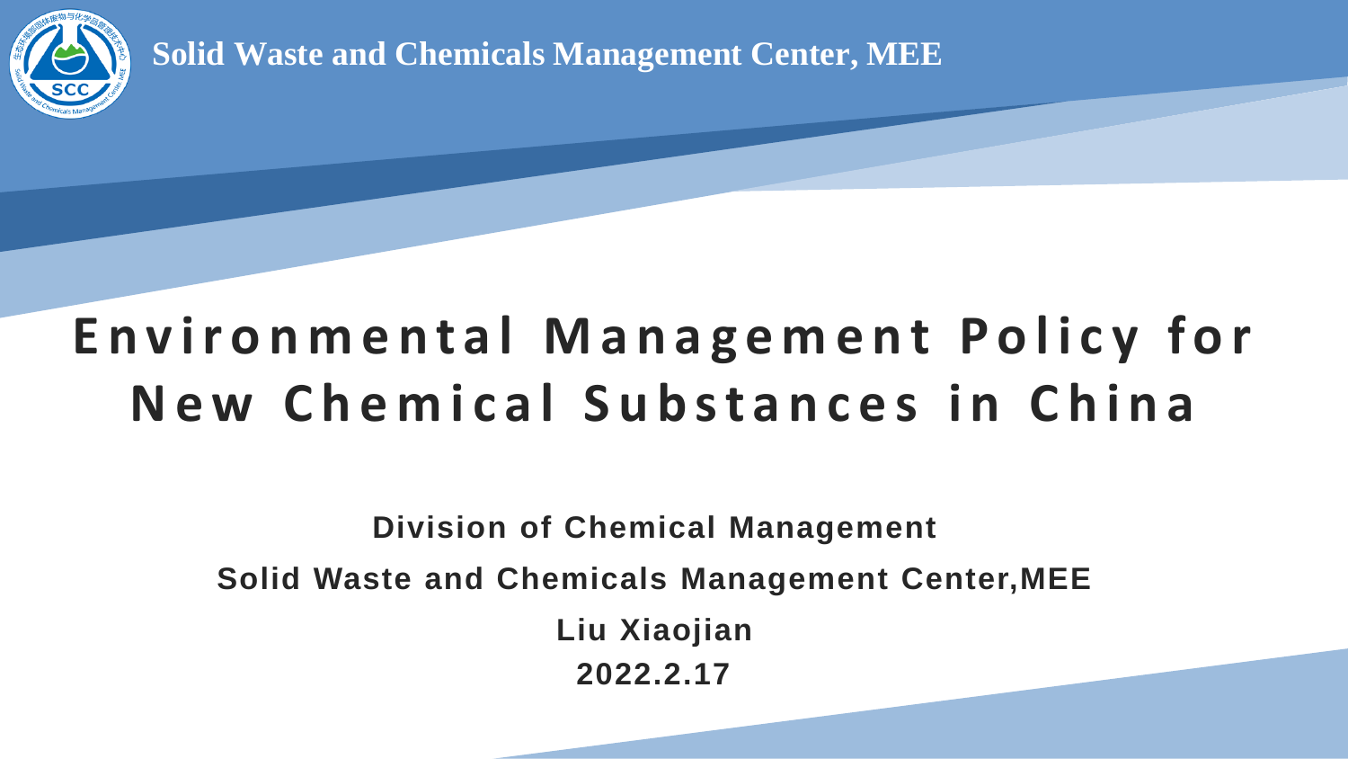Solid Waste and Chemicals Management Center, MEE

# Environmental Management Policy for New Chemical Substances in China

**Division of Chemical Management**

**Solid Waste and Chemicals Management Center,MEE**

**Liu Xiaojian**

**2022.2.17**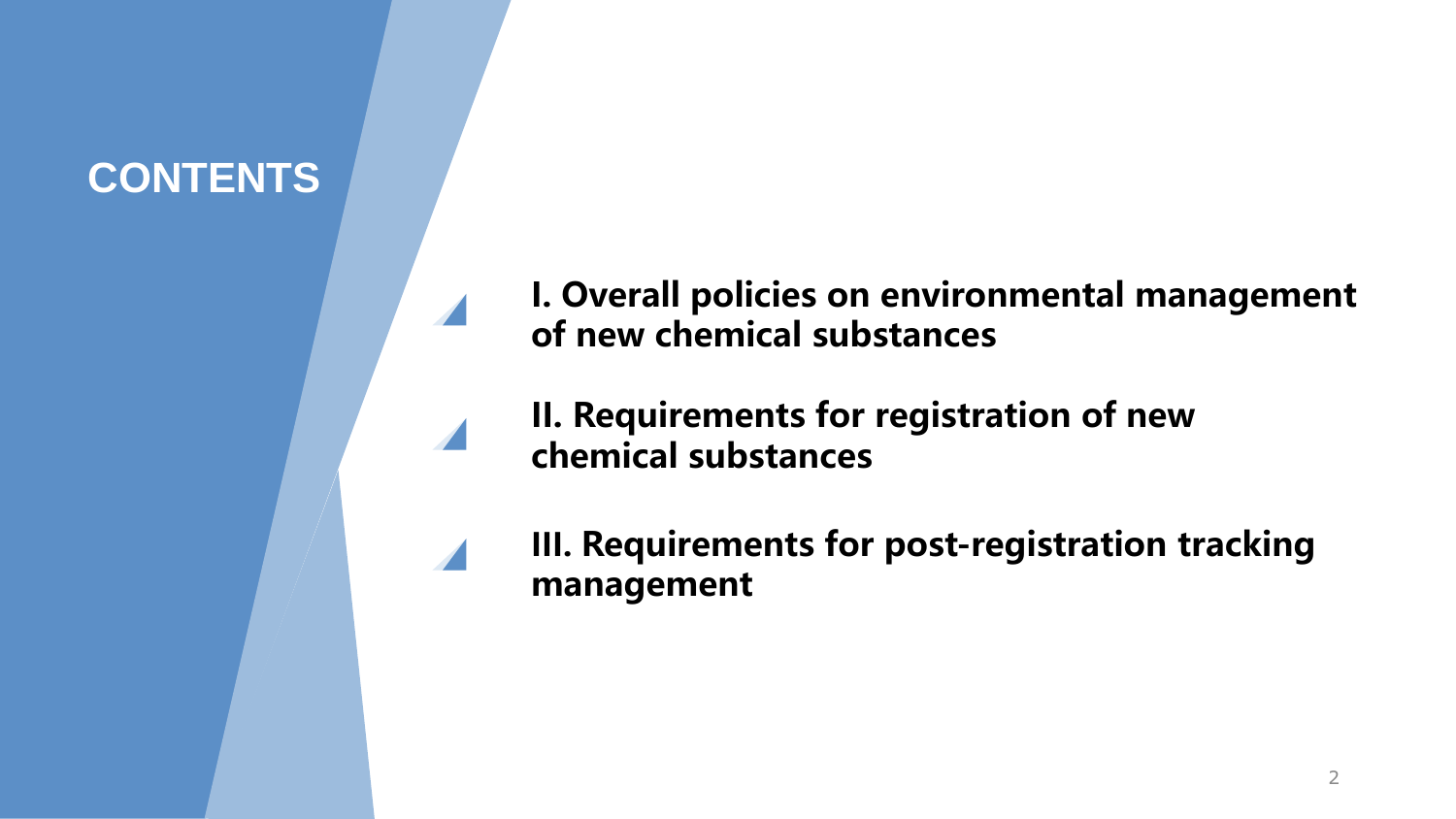# CONTENTS

- **I. Overall policies on environmental management of new chemical substances**
- **II. Requirements for registration of new chemical substances**
- **III. Requirements for post-registration tracking management**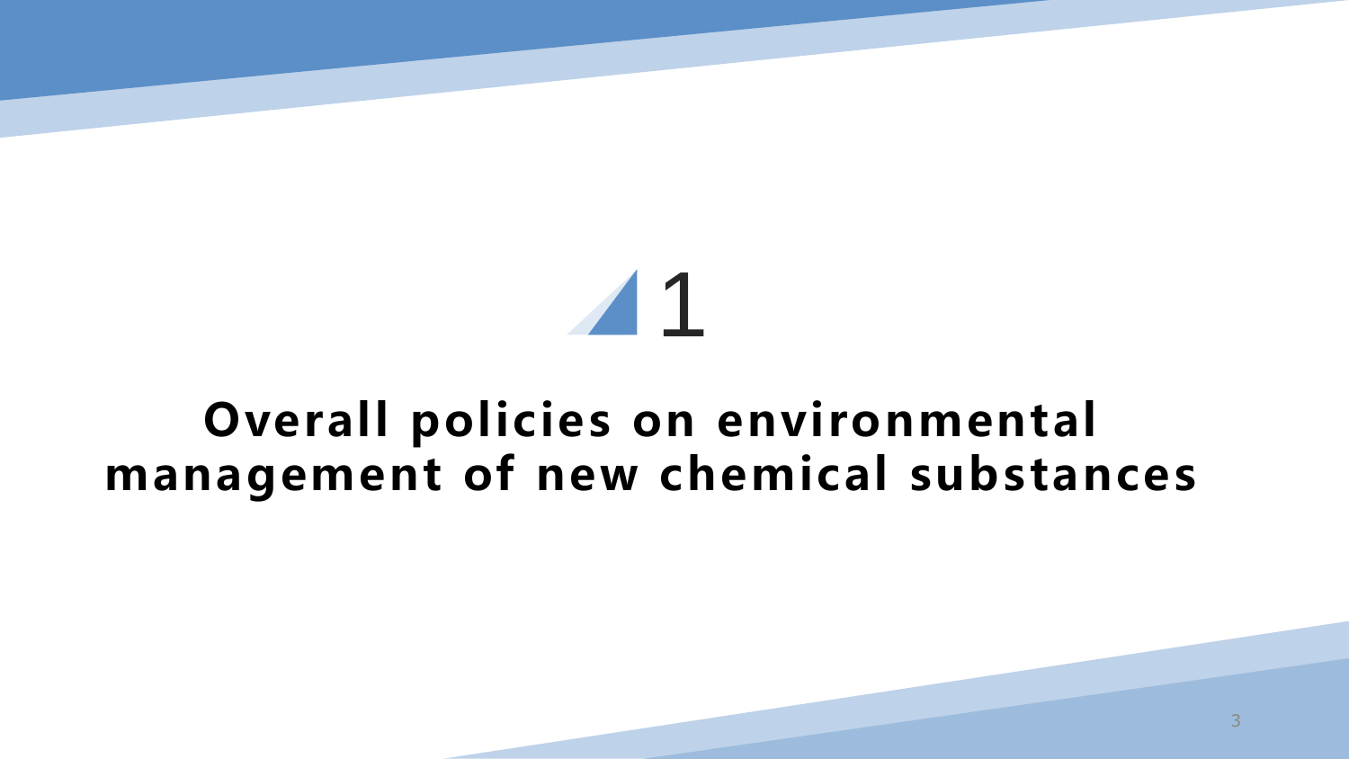# 1

# Overall policies on environmental management of new chemical substances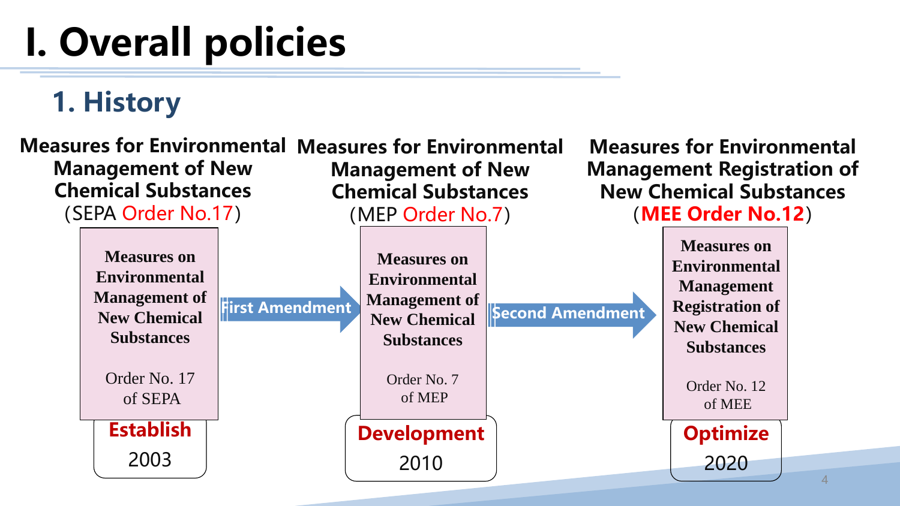# I. Overall policies

## 1. History

**Measures for Environmental Management of New Chemical Substances**
(SEPA Order No.17)

**Measures on Environmental Management of New Chemical Substances**

Order No. 17 of SEPA

**Establish**
2003

**First Amendment**

**Measures for Environmental Management of New Chemical Substances**
(MEP Order No.7)

**Measures on Environmental Management of New Chemical Substances**

Order No. 7 of MEP

**Development**
2010

**Second Amendment**

**Measures for Environmental Management Registration of New Chemical Substances**
(**MEE Order No.12**)

**Measures on Environmental Management Registration of New Chemical Substances**

Order No. 12 of MEE

**Optimize**
2020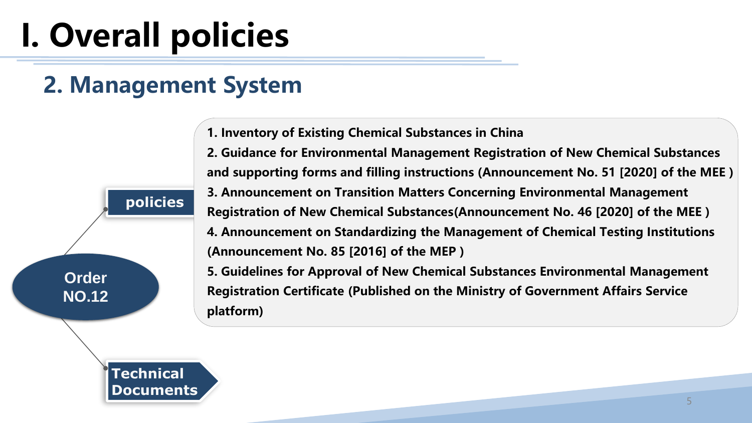# I. Overall policies

## 2. Management System

Order NO.12

**policies**

**Technical Documents**

1. Inventory of Existing Chemical Substances in China
2. Guidance for Environmental Management Registration of New Chemical Substances and supporting forms and filling instructions (Announcement No. 51 [2020] of the MEE )
3. Announcement on Transition Matters Concerning Environmental Management Registration of New Chemical Substances(Announcement No. 46 [2020] of the MEE )
4. Announcement on Standardizing the Management of Chemical Testing Institutions (Announcement No. 85 [2016] of the MEP )
5. Guidelines for Approval of New Chemical Substances Environmental Management Registration Certificate (Published on the Ministry of Government Affairs Service platform)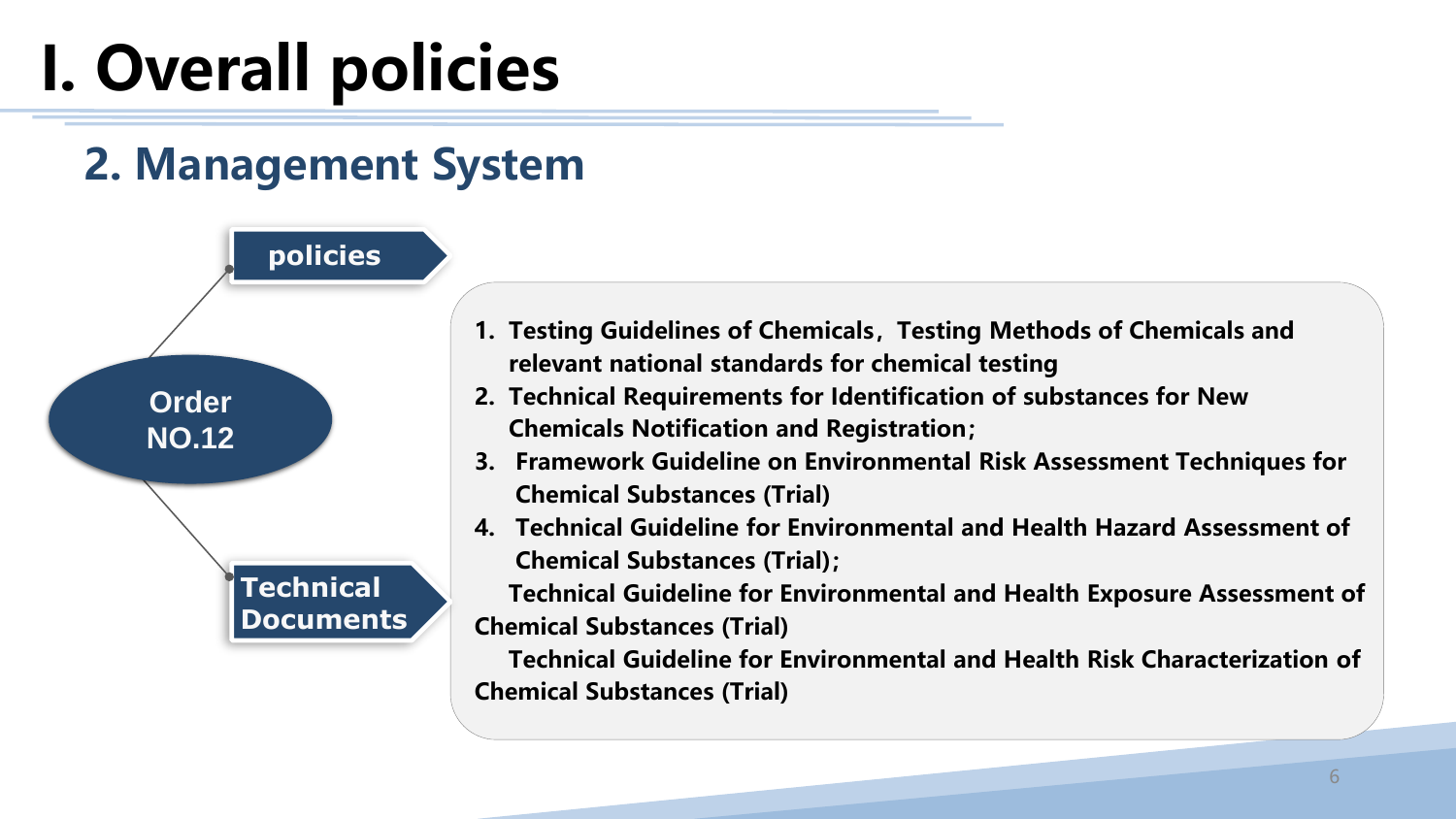# I. Overall policies

## 2. Management System

**Order NO.12**

**policies**

**Technical Documents**

1. **Testing Guidelines of Chemicals，Testing Methods of Chemicals and relevant national standards for chemical testing**
2. **Technical Requirements for Identification of substances for New Chemicals Notification and Registration;**
3. **Framework Guideline on Environmental Risk Assessment Techniques for Chemical Substances (Trial)**
4. **Technical Guideline for Environmental and Health Hazard Assessment of Chemical Substances (Trial);**

   **Technical Guideline for Environmental and Health Exposure Assessment of Chemical Substances (Trial)**

   **Technical Guideline for Environmental and Health Risk Characterization of Chemical Substances (Trial)**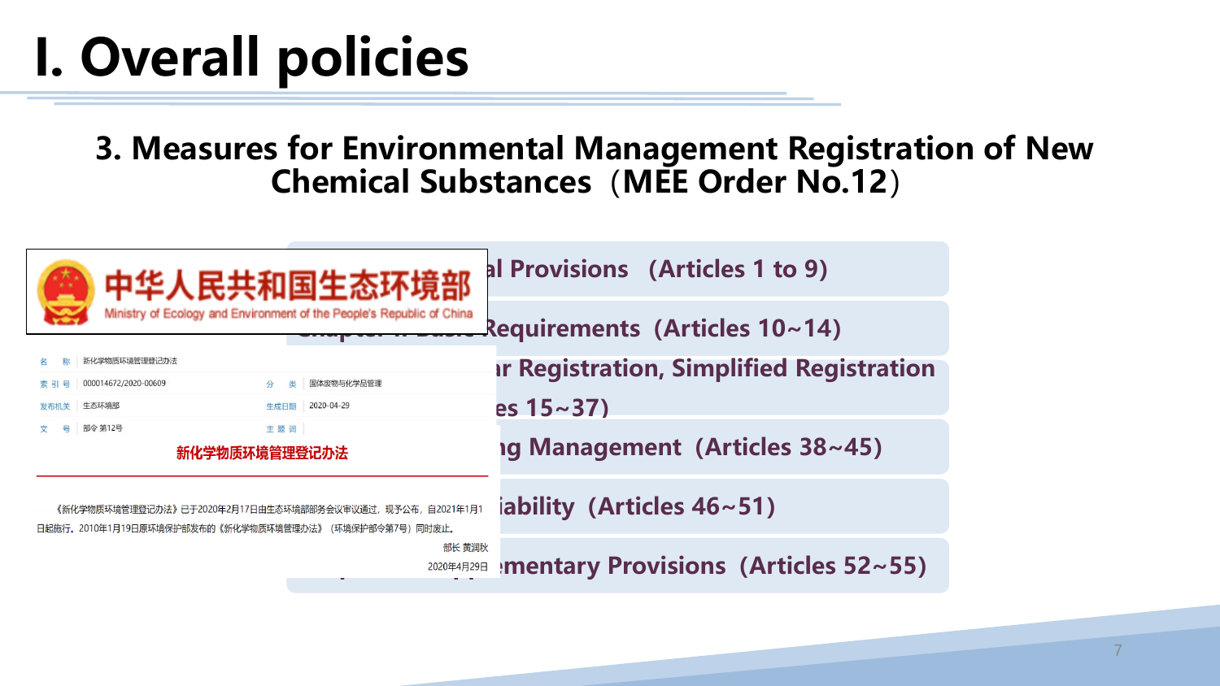# I. Overall policies

## 3. Measures for Environmental Management Registration of New Chemical Substances（MEE Order No.12）

中华人民共和国生态环境部
Ministry of Ecology and Environment of the People's Republic of China

| 名　称 | 新化学物质环境管理登记办法 | | |
|---|---|---|---|
| 索 引 号 | 000014672/2020-00609 | 分　类 | 固体废物与化学品管理 |
| 发布机关 | 生态环境部 | 生成日期 | 2020-04-29 |
| 文　号 | 部令 第12号 | 主 题 词 | |

**新化学物质环境管理登记办法**

《新化学物质环境管理登记办法》已于2020年2月17日由生态环境部部务会议审议通过，现予公布，自2021年1月1日起施行。2010年1月19日原环境保护部发布的《新化学物质环境管理办法》（环境保护部令第7号）同时废止。

部长 黄润秋

2020年4月29日

- …al Provisions (Articles 1 to 9)
- …Requirements (Articles 10~14)
- …ar Registration, Simplified Registration …es 15~37)
- …ng Management (Articles 38~45)
- …iability (Articles 46~51)
- …ementary Provisions (Articles 52~55)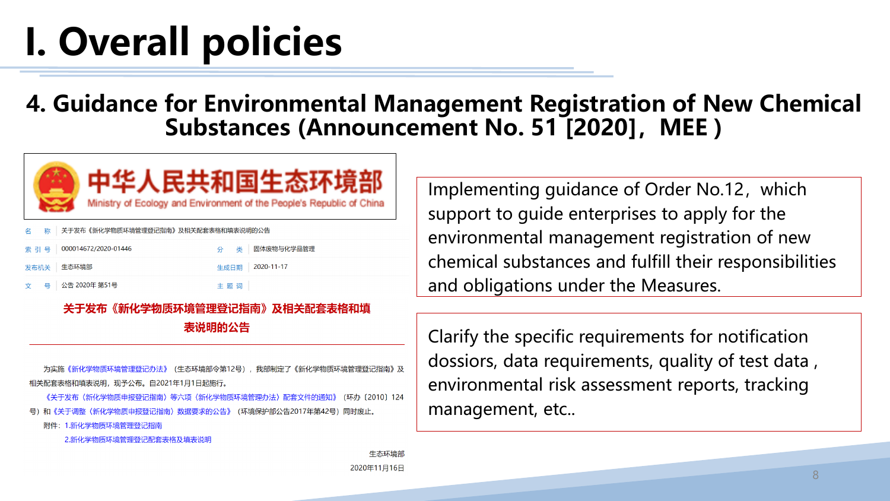# I. Overall policies

## 4. Guidance for Environmental Management Registration of New Chemical Substances (Announcement No. 51 [2020]，MEE )

中华人民共和国生态环境部
Ministry of Ecology and Environment of the People's Republic of China

| | | | |
|---|---|---|---|
| 名　称 | 关于发布《新化学物质环境管理登记指南》及相关配套表格和填表说明的公告 | | |
| 索 引 号 | 000014672/2020-01446 | 分　类 | 固体废物与化学品管理 |
| 发布机关 | 生态环境部 | 生成日期 | 2020-11-17 |
| 文　号 | 公告 2020年 第51号 | 主 题 词 | |

**关于发布《新化学物质环境管理登记指南》及相关配套表格和填表说明的公告**

为实施《新化学物质环境管理登记办法》（生态环境部令第12号），我部制定了《新化学物质环境管理登记指南》及相关配套表格和填表说明，现予公布。自2021年1月1日起施行。

《关于发布〈新化学物质申报登记指南〉等六项〈新化学物质环境管理办法〉配套文件的通知》（环办〔2010〕124号）和《关于调整〈新化学物质申报登记指南〉数据要求的公告》（环境保护部公告2017年第42号）同时废止。

附件：1.新化学物质环境管理登记指南

2.新化学物质环境管理登记配套表格及填表说明

生态环境部

2020年11月16日

Implementing guidance of Order No.12，which support to guide enterprises to apply for the environmental management registration of new chemical substances and fulfill their responsibilities and obligations under the Measures.

Clarify the specific requirements for notification dossiors, data requirements, quality of test data , environmental risk assessment reports, tracking management, etc..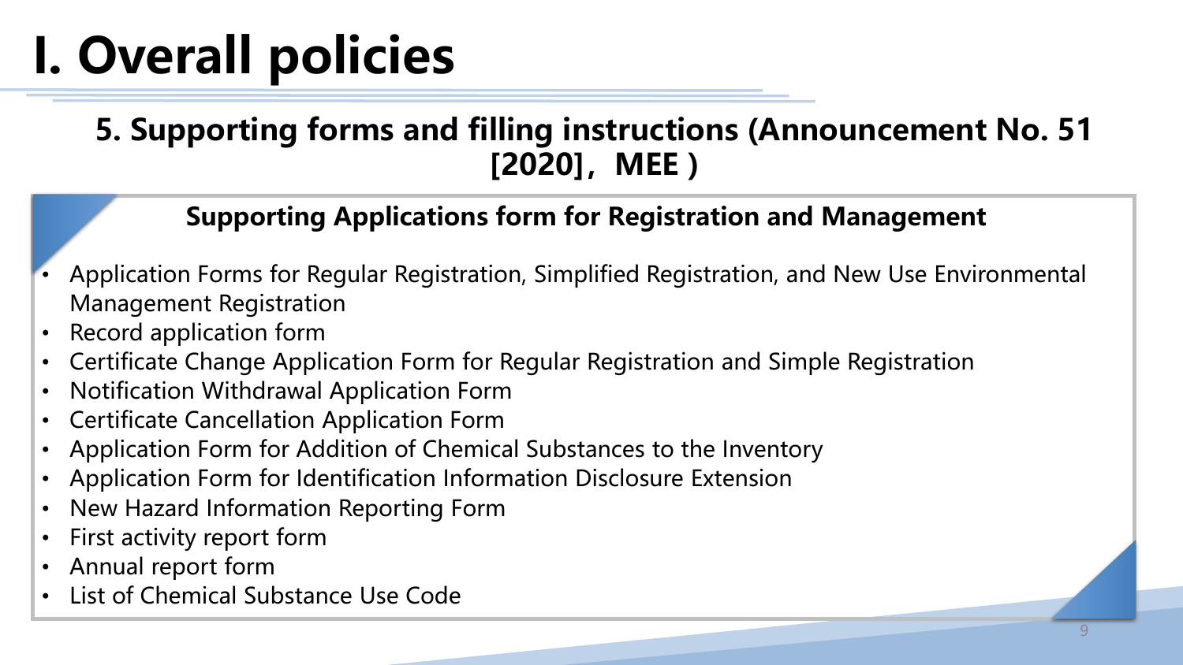# I. Overall policies

## 5. Supporting forms and filling instructions (Announcement No. 51 [2020]，MEE )

### Supporting Applications form for Registration and Management

- Application Forms for Regular Registration, Simplified Registration, and New Use Environmental Management Registration
- Record application form
- Certificate Change Application Form for Regular Registration and Simple Registration
- Notification Withdrawal Application Form
- Certificate Cancellation Application Form
- Application Form for Addition of Chemical Substances to the Inventory
- Application Form for Identification Information Disclosure Extension
- New Hazard Information Reporting Form
- First activity report form
- Annual report form
- List of Chemical Substance Use Code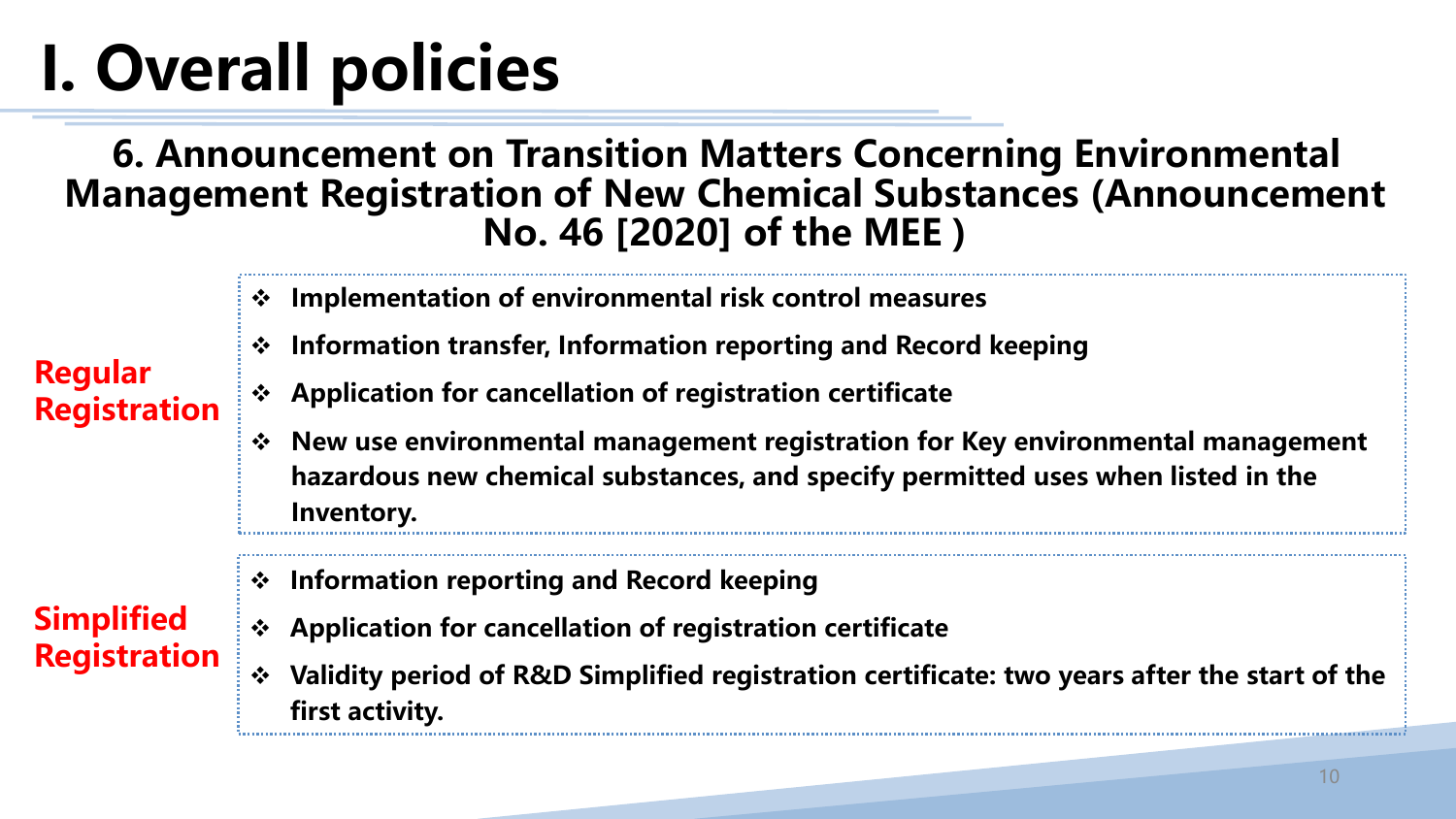# I. Overall policies

## 6. Announcement on Transition Matters Concerning Environmental Management Registration of New Chemical Substances (Announcement No. 46 [2020] of the MEE )

**Regular Registration**

- **Implementation of environmental risk control measures**
- **Information transfer, Information reporting and Record keeping**
- **Application for cancellation of registration certificate**
- **New use environmental management registration for Key environmental management hazardous new chemical substances, and specify permitted uses when listed in the Inventory.**

**Simplified Registration**

- **Information reporting and Record keeping**
- **Application for cancellation of registration certificate**
- **Validity period of R&D Simplified registration certificate: two years after the start of the first activity.**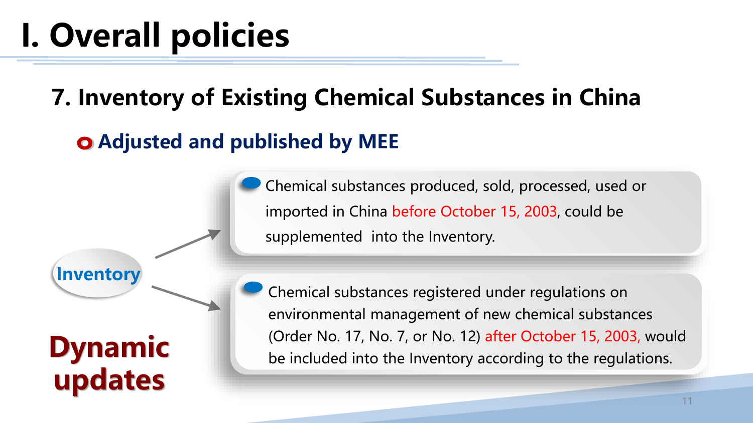# I. Overall policies

## 7. Inventory of Existing Chemical Substances in China

### Adjusted and published by MEE

**Inventory**

- Chemical substances produced, sold, processed, used or imported in China before October 15, 2003, could be supplemented into the Inventory.
- Chemical substances registered under regulations on environmental management of new chemical substances (Order No. 17, No. 7, or No. 12) after October 15, 2003, would be included into the Inventory according to the regulations.

**Dynamic updates**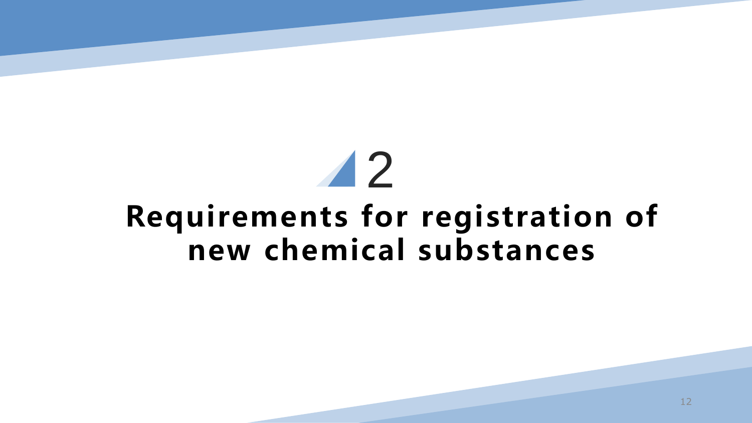# 2

# Requirements for registration of new chemical substances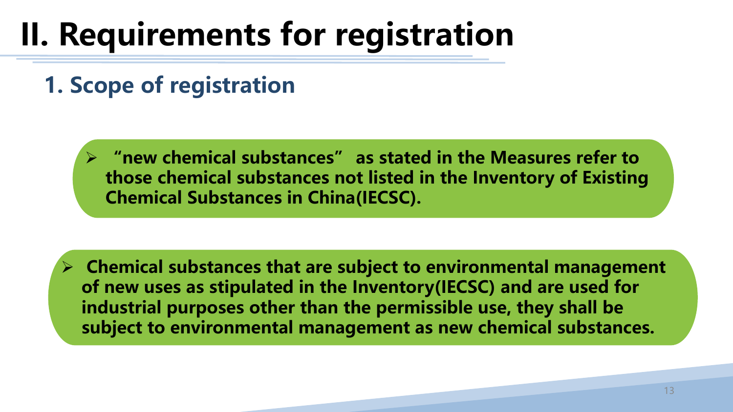# II. Requirements for registration

## 1. Scope of registration

- **"new chemical substances" as stated in the Measures refer to those chemical substances not listed in the Inventory of Existing Chemical Substances in China(IECSC).**

- **Chemical substances that are subject to environmental management of new uses as stipulated in the Inventory(IECSC) and are used for industrial purposes other than the permissible use, they shall be subject to environmental management as new chemical substances.**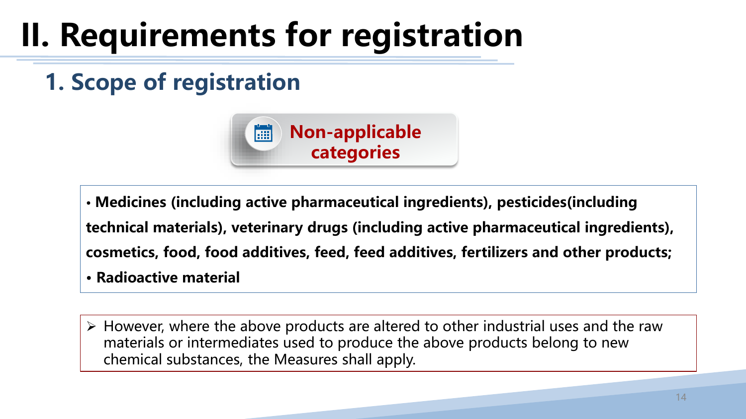# II. Requirements for registration

## 1. Scope of registration

**Non-applicable categories**

- **Medicines (including active pharmaceutical ingredients), pesticides(including technical materials), veterinary drugs (including active pharmaceutical ingredients), cosmetics, food, food additives, feed, feed additives, fertilizers and other products;**
- **Radioactive material**

> However, where the above products are altered to other industrial uses and the raw materials or intermediates used to produce the above products belong to new chemical substances, the Measures shall apply.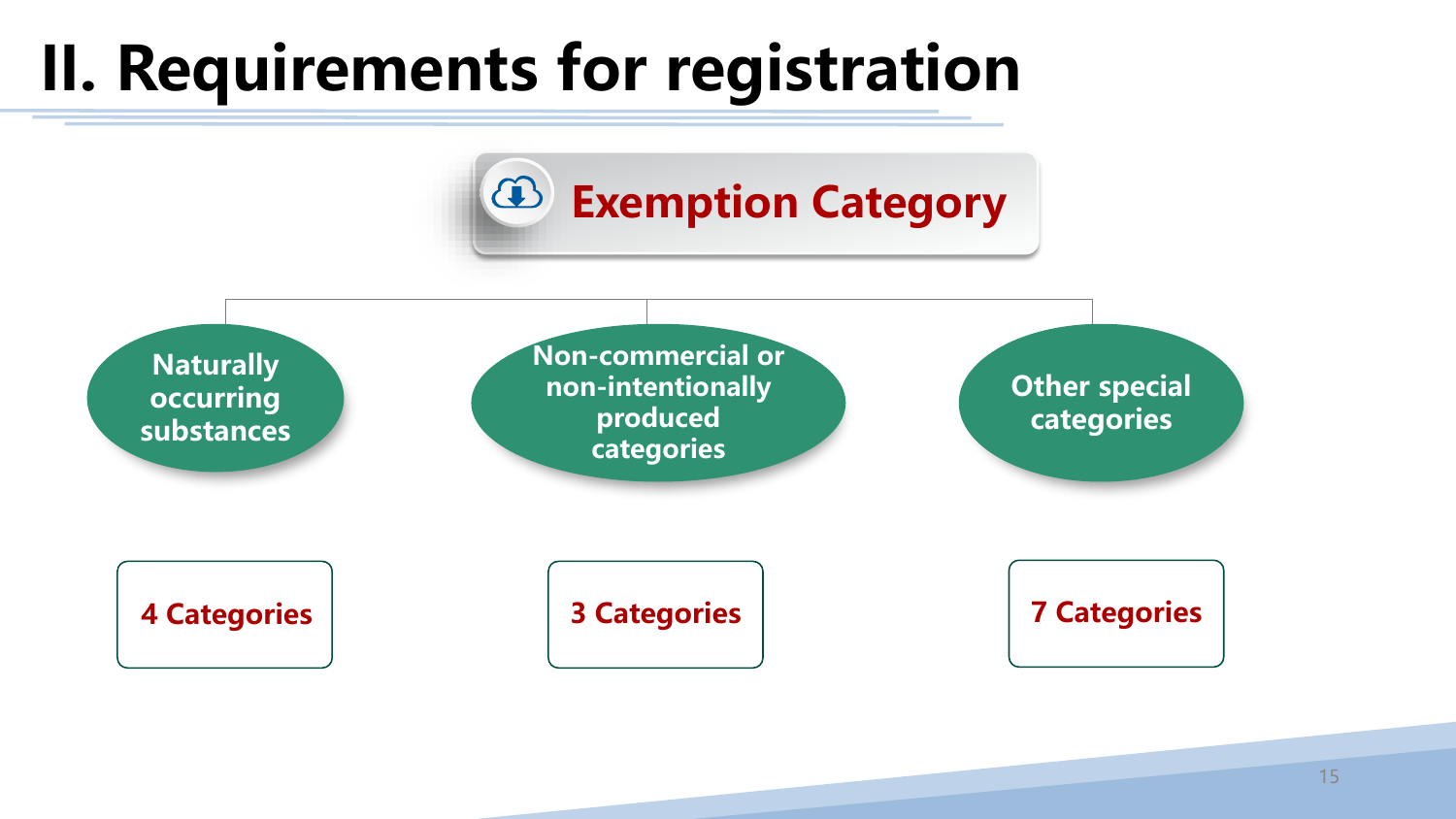# II. Requirements for registration

## Exemption Category

- **Naturally occurring substances** — 4 Categories
- **Non-commercial or non-intentionally produced categories** — 3 Categories
- **Other special categories** — 7 Categories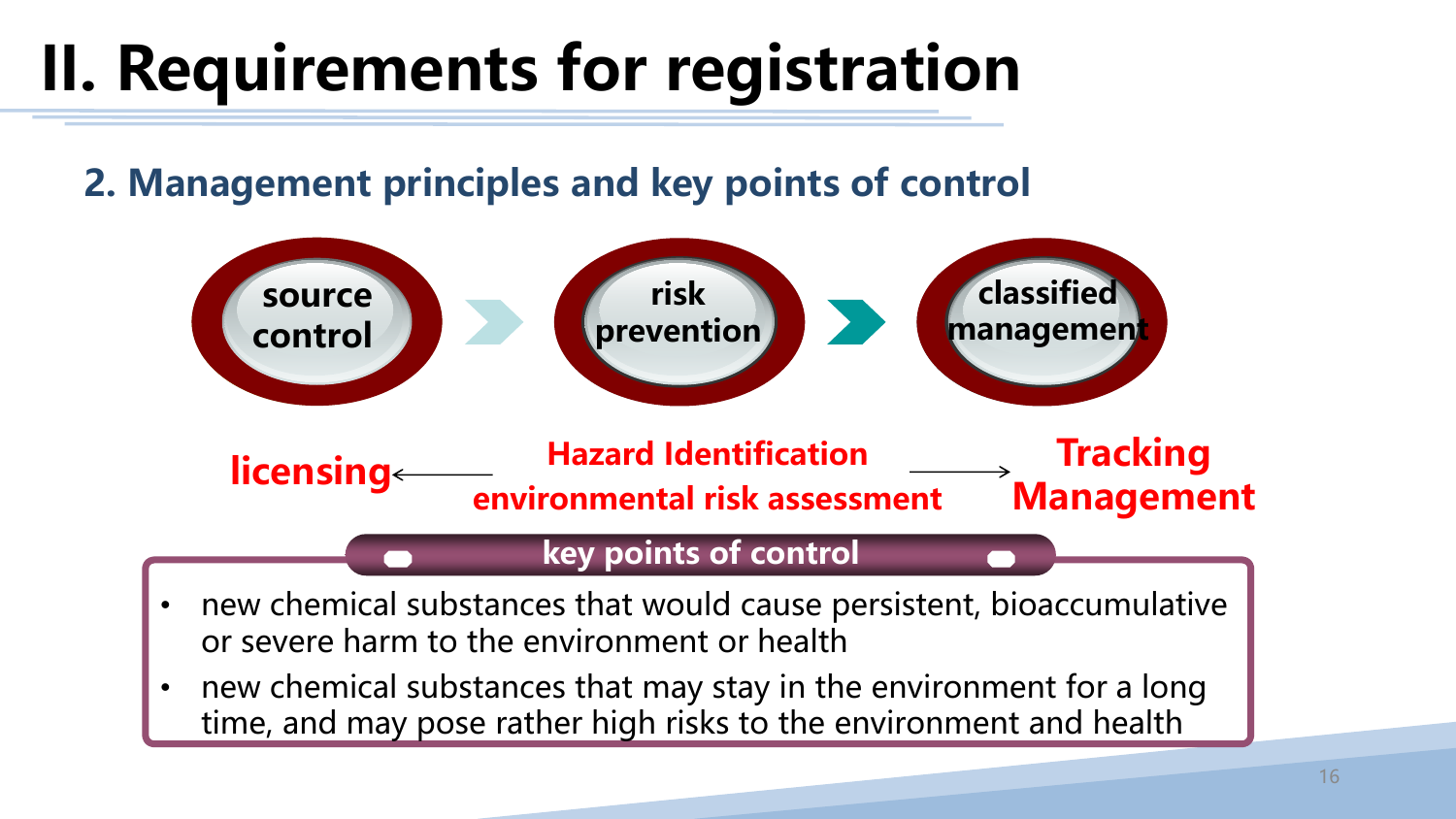# II. Requirements for registration

## 2. Management principles and key points of control

source control → risk prevention → classified management

licensing ← Hazard Identification environmental risk assessment → Tracking Management

**key points of control**

- new chemical substances that would cause persistent, bioaccumulative or severe harm to the environment or health
- new chemical substances that may stay in the environment for a long time, and may pose rather high risks to the environment and health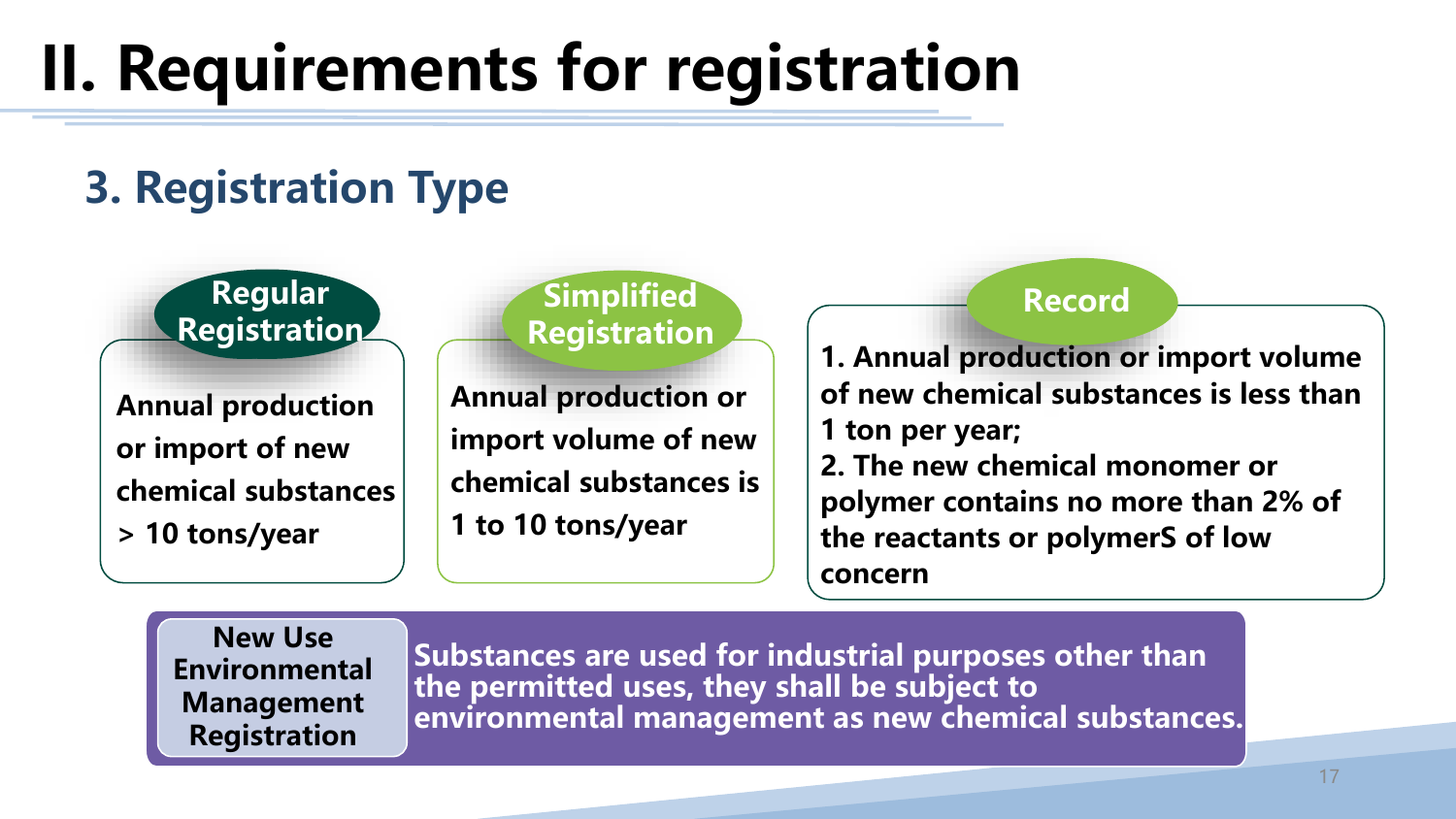# II. Requirements for registration

## 3. Registration Type

### Regular Registration

Annual production or import of new chemical substances > 10 tons/year

### Simplified Registration

Annual production or import volume of new chemical substances is 1 to 10 tons/year

### Record

1. Annual production or import volume of new chemical substances is less than 1 ton per year;
2. The new chemical monomer or polymer contains no more than 2% of the reactants or polymerS of low concern

### New Use Environmental Management Registration

Substances are used for industrial purposes other than the permitted uses, they shall be subject to environmental management as new chemical substances.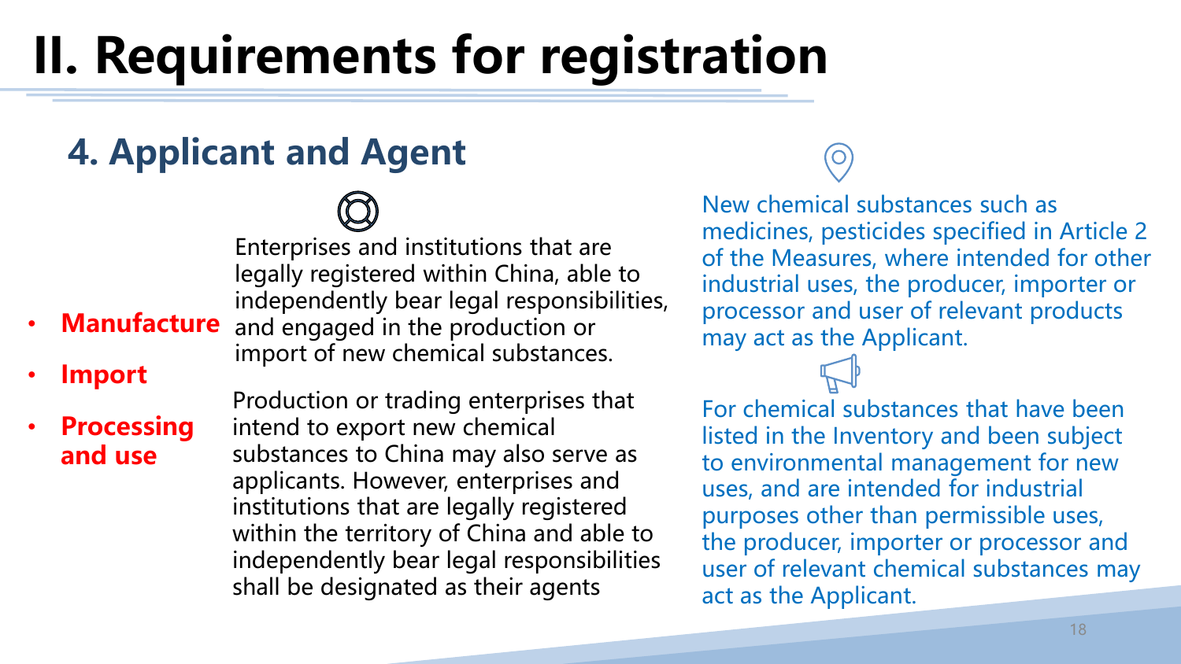# II. Requirements for registration

## 4. Applicant and Agent

- **Manufacture**
- **Import**
- **Processing and use**

Enterprises and institutions that are legally registered within China, able to independently bear legal responsibilities, and engaged in the production or import of new chemical substances.

Production or trading enterprises that intend to export new chemical substances to China may also serve as applicants. However, enterprises and institutions that are legally registered within the territory of China and able to independently bear legal responsibilities shall be designated as their agents

New chemical substances such as medicines, pesticides specified in Article 2 of the Measures, where intended for other industrial uses, the producer, importer or processor and user of relevant products may act as the Applicant.

For chemical substances that have been listed in the Inventory and been subject to environmental management for new uses, and are intended for industrial purposes other than permissible uses, the producer, importer or processor and user of relevant chemical substances may act as the Applicant.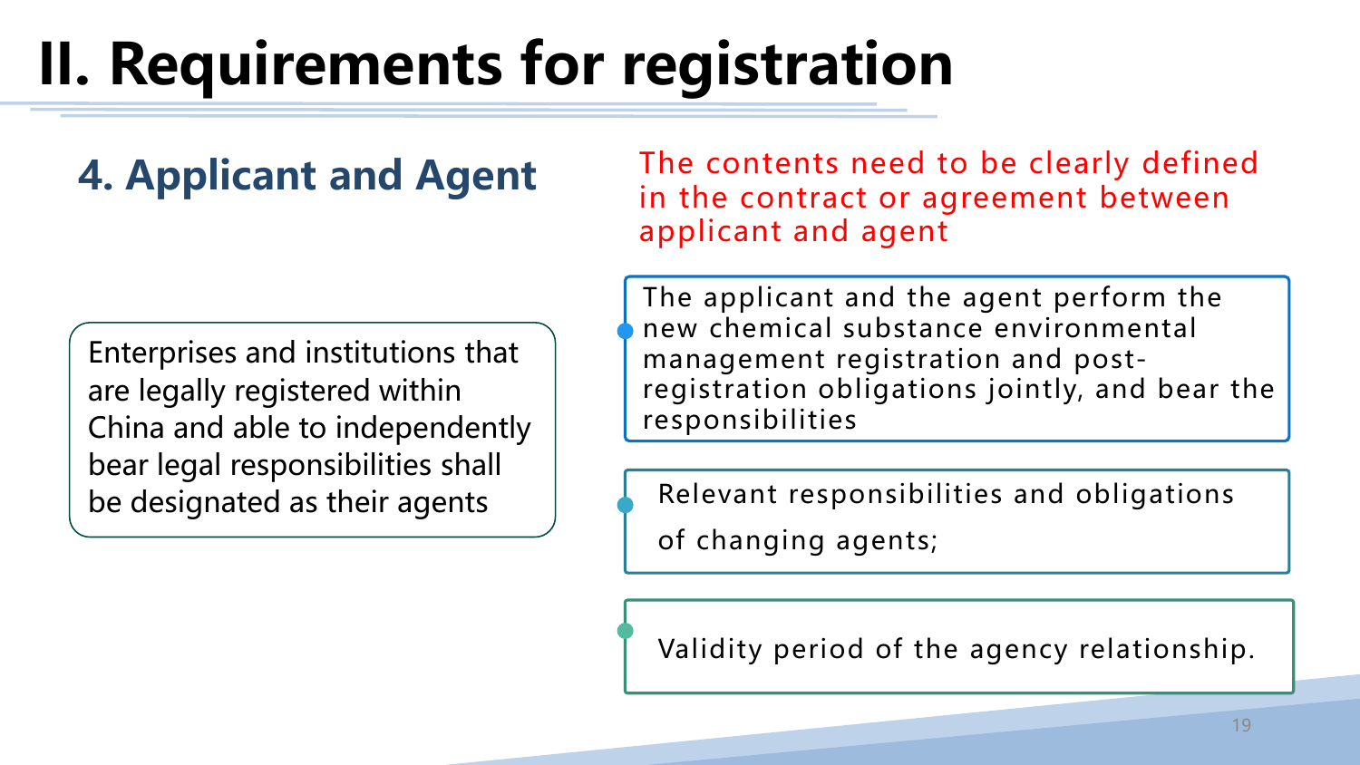# II. Requirements for registration

## 4. Applicant and Agent

Enterprises and institutions that are legally registered within China and able to independently bear legal responsibilities shall be designated as their agents

The contents need to be clearly defined in the contract or agreement between applicant and agent

- The applicant and the agent perform the new chemical substance environmental management registration and post-registration obligations jointly, and bear the responsibilities
- Relevant responsibilities and obligations of changing agents;
- Validity period of the agency relationship.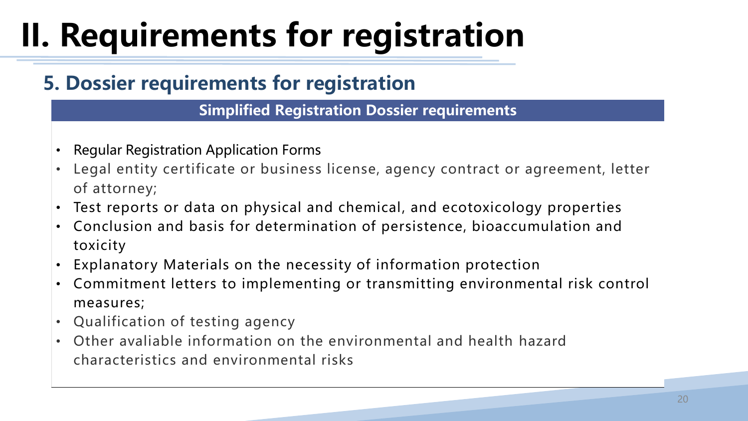# II. Requirements for registration

## 5. Dossier requirements for registration

**Simplified Registration Dossier requirements**

- Regular Registration Application Forms
- Legal entity certificate or business license, agency contract or agreement, letter of attorney;
- Test reports or data on physical and chemical, and ecotoxicology properties
- Conclusion and basis for determination of persistence, bioaccumulation and toxicity
- Explanatory Materials on the necessity of information protection
- Commitment letters to implementing or transmitting environmental risk control measures;
- Qualification of testing agency
- Other avaliable information on the environmental and health hazard characteristics and environmental risks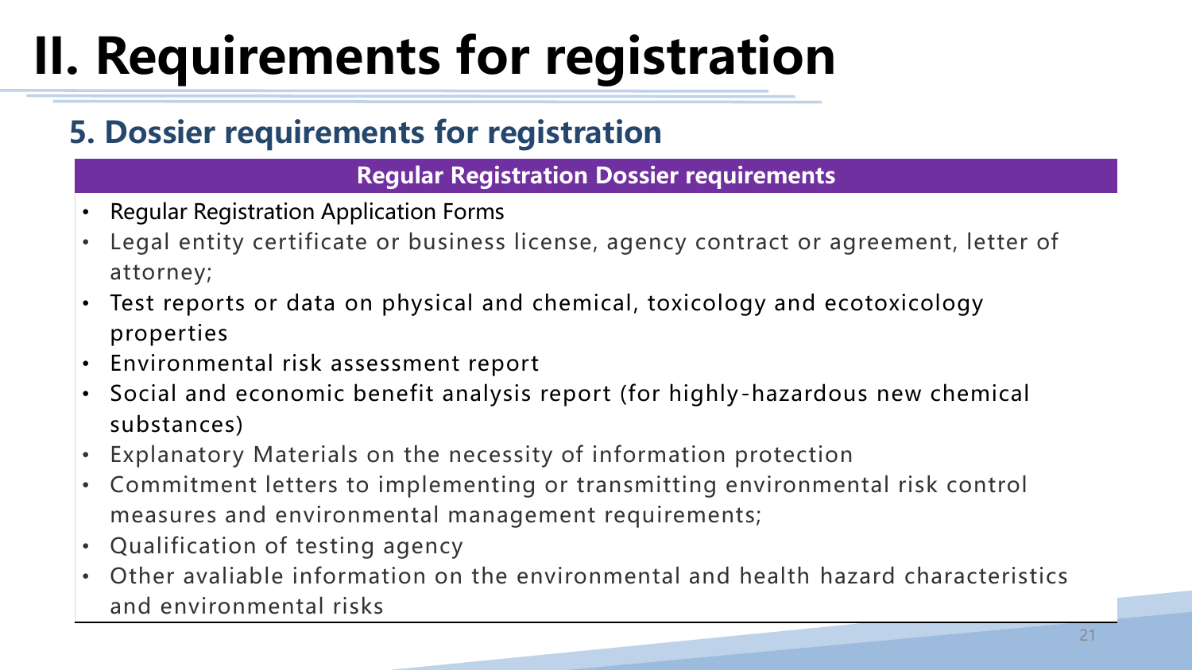# II. Requirements for registration

## 5. Dossier requirements for registration

**Regular Registration Dossier requirements**

- Regular Registration Application Forms
- Legal entity certificate or business license, agency contract or agreement, letter of attorney;
- Test reports or data on physical and chemical, toxicology and ecotoxicology properties
- Environmental risk assessment report
- Social and economic benefit analysis report (for highly-hazardous new chemical substances)
- Explanatory Materials on the necessity of information protection
- Commitment letters to implementing or transmitting environmental risk control measures and environmental management requirements;
- Qualification of testing agency
- Other avaliable information on the environmental and health hazard characteristics and environmental risks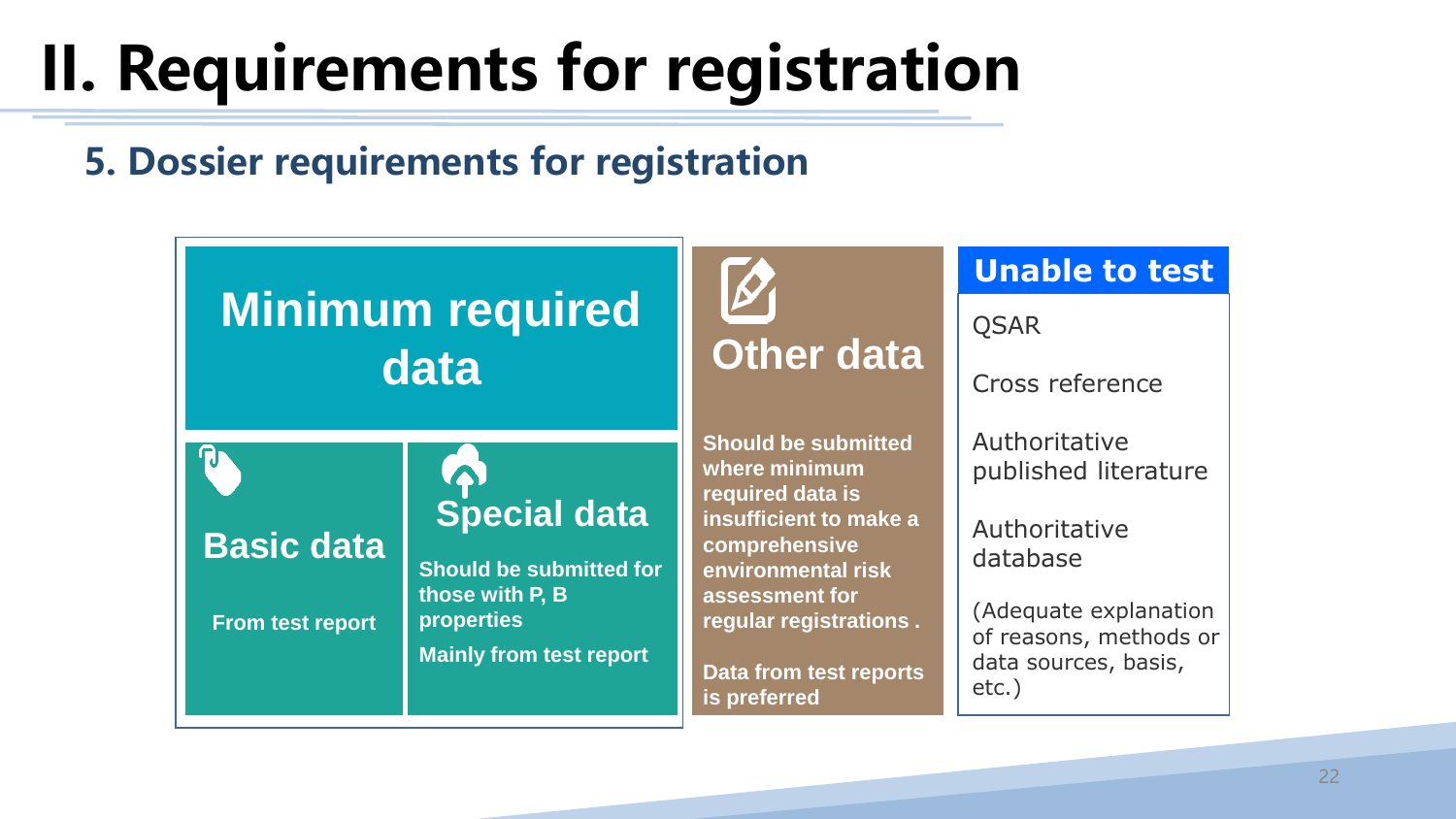# II. Requirements for registration

## 5. Dossier requirements for registration

### Minimum required data

**Basic data**

From test report

**Special data**

Should be submitted for those with P, B properties

Mainly from test report

### Other data

Should be submitted where minimum required data is insufficient to make a comprehensive environmental risk assessment for regular registrations .

Data from test reports is preferred

### Unable to test

QSAR

Cross reference

Authoritative published literature

Authoritative database

(Adequate explanation of reasons, methods or data sources, basis, etc.)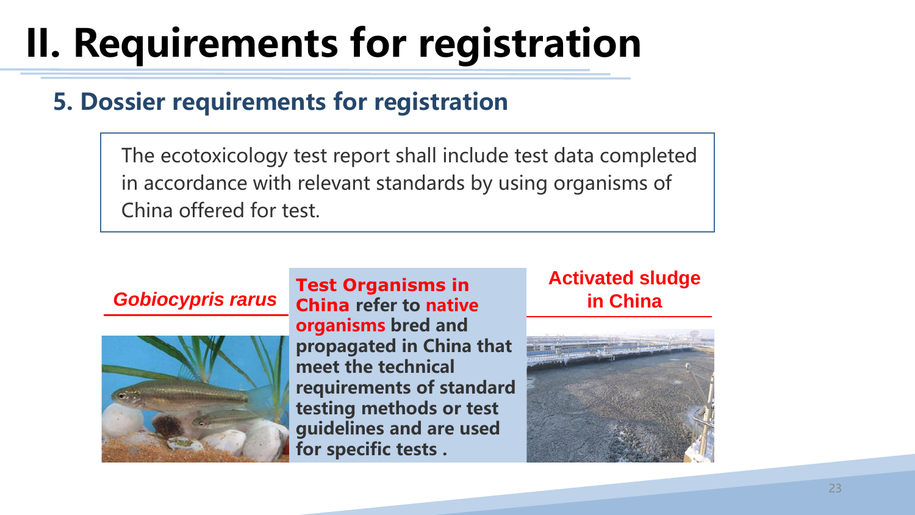# II. Requirements for registration

## 5. Dossier requirements for registration

The ecotoxicology test report shall include test data completed in accordance with relevant standards by using organisms of China offered for test.

***Gobiocypris rarus***

**Test Organisms in China refer to native organisms bred and propagated in China that meet the technical requirements of standard testing methods or test guidelines and are used for specific tests .**

**Activated sludge in China**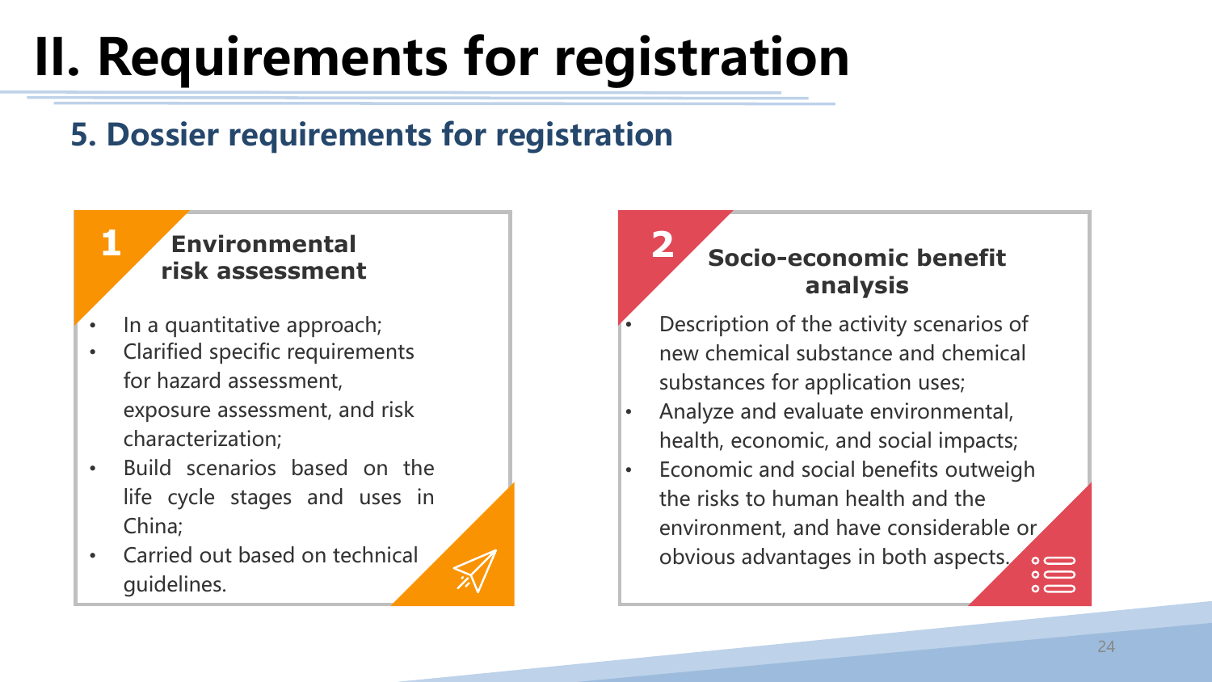# II. Requirements for registration

## 5. Dossier requirements for registration

### 1 Environmental risk assessment

- In a quantitative approach;
- Clarified specific requirements for hazard assessment, exposure assessment, and risk characterization;
- Build scenarios based on the life cycle stages and uses in China;
- Carried out based on technical guidelines.

### 2 Socio-economic benefit analysis

- Description of the activity scenarios of new chemical substance and chemical substances for application uses;
- Analyze and evaluate environmental, health, economic, and social impacts;
- Economic and social benefits outweigh the risks to human health and the environment, and have considerable or obvious advantages in both aspects.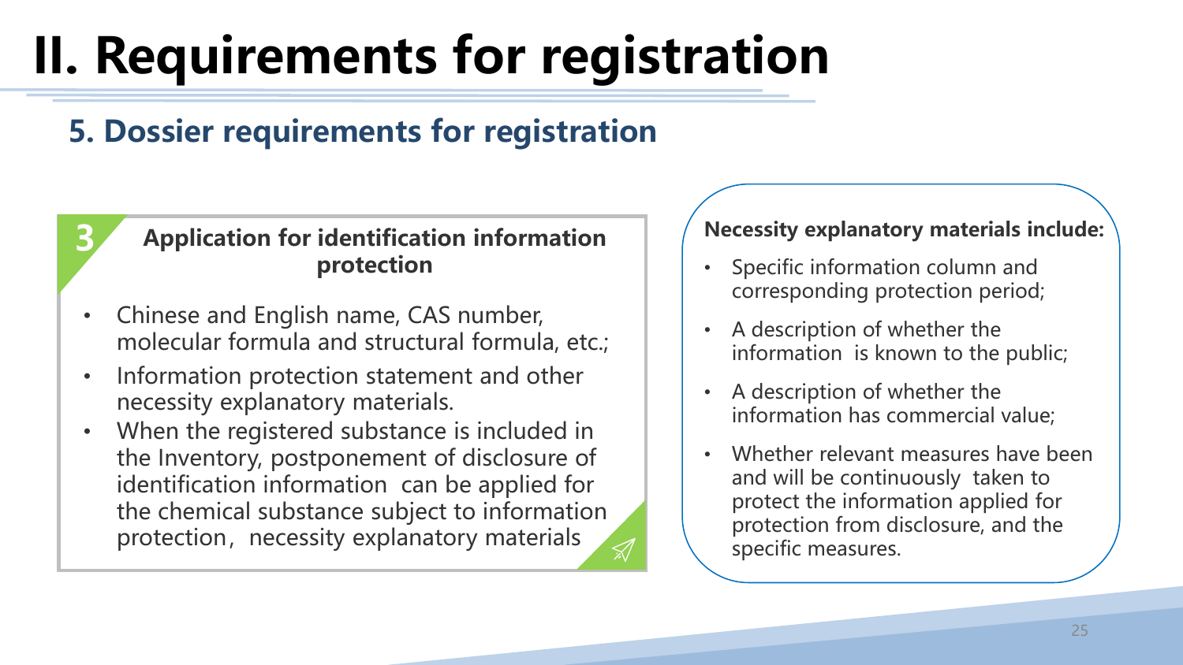# II. Requirements for registration

## 5. Dossier requirements for registration

### 3 Application for identification information protection

- Chinese and English name, CAS number, molecular formula and structural formula, etc.;
- Information protection statement and other necessity explanatory materials.
- When the registered substance is included in the Inventory, postponement of disclosure of identification information can be applied for the chemical substance subject to information protection，necessity explanatory materials

**Necessity explanatory materials include:**

- Specific information column and corresponding protection period;
- A description of whether the information is known to the public;
- A description of whether the information has commercial value;
- Whether relevant measures have been and will be continuously taken to protect the information applied for protection from disclosure, and the specific measures.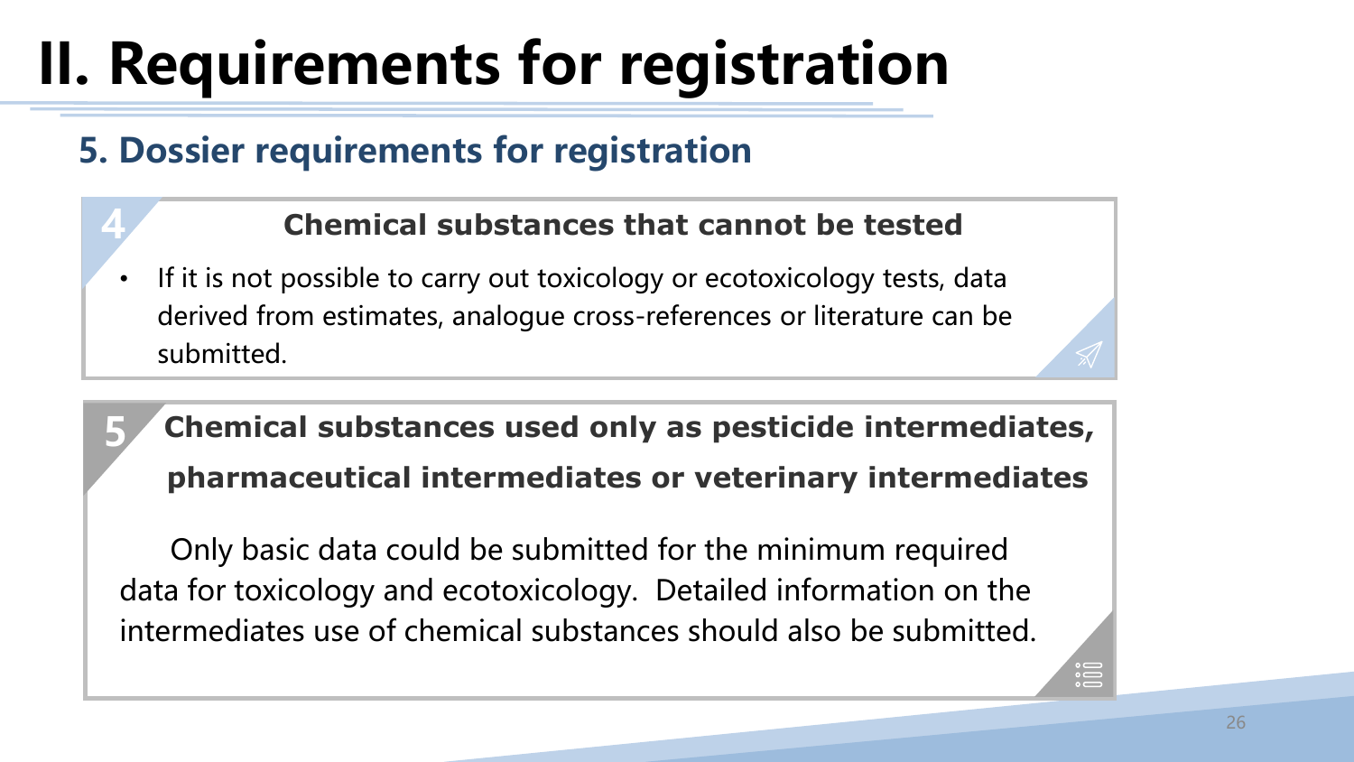# II. Requirements for registration

## 5. Dossier requirements for registration

### 4 Chemical substances that cannot be tested

- If it is not possible to carry out toxicology or ecotoxicology tests, data derived from estimates, analogue cross-references or literature can be submitted.

### 5 Chemical substances used only as pesticide intermediates, pharmaceutical intermediates or veterinary intermediates

Only basic data could be submitted for the minimum required data for toxicology and ecotoxicology. Detailed information on the intermediates use of chemical substances should also be submitted.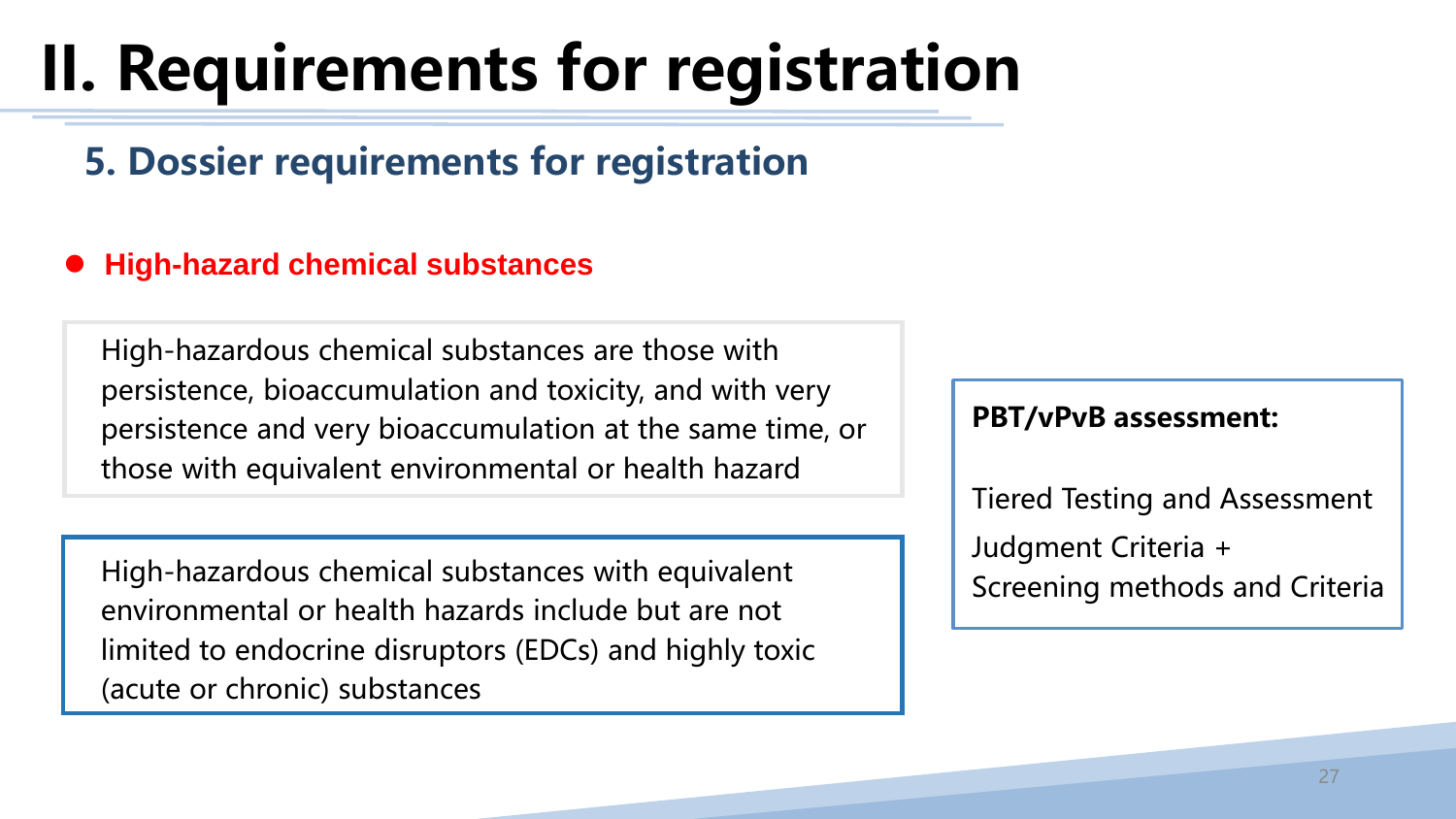# II. Requirements for registration

## 5. Dossier requirements for registration

- **High-hazard chemical substances**

High-hazardous chemical substances are those with persistence, bioaccumulation and toxicity, and with very persistence and very bioaccumulation at the same time, or those with equivalent environmental or health hazard

High-hazardous chemical substances with equivalent environmental or health hazards include but are not limited to endocrine disruptors (EDCs) and highly toxic (acute or chronic) substances

**PBT/vPvB assessment:**

Tiered Testing and Assessment

Judgment Criteria +
Screening methods and Criteria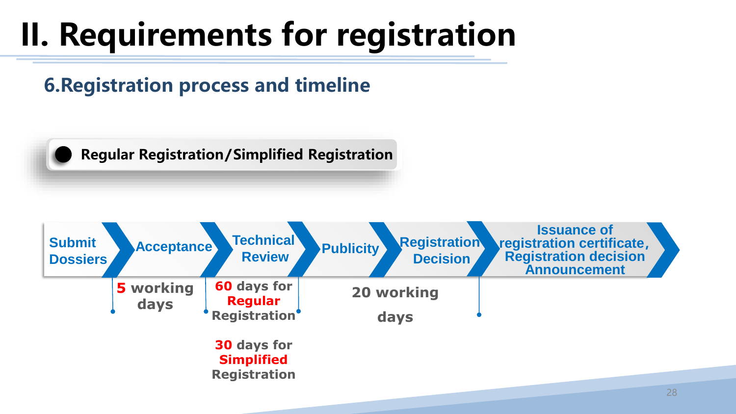# II. Requirements for registration

## 6.Registration process and timeline

- **Regular Registration/Simplified Registration**

Submit Dossiers → Acceptance → Technical Review → Publicity → Registration Decision → Issuance of registration certificate, Registration decision Announcement

- **5** working days
- **60** days for **Regular** Registration
- **30** days for **Simplified** Registration
- 20 working days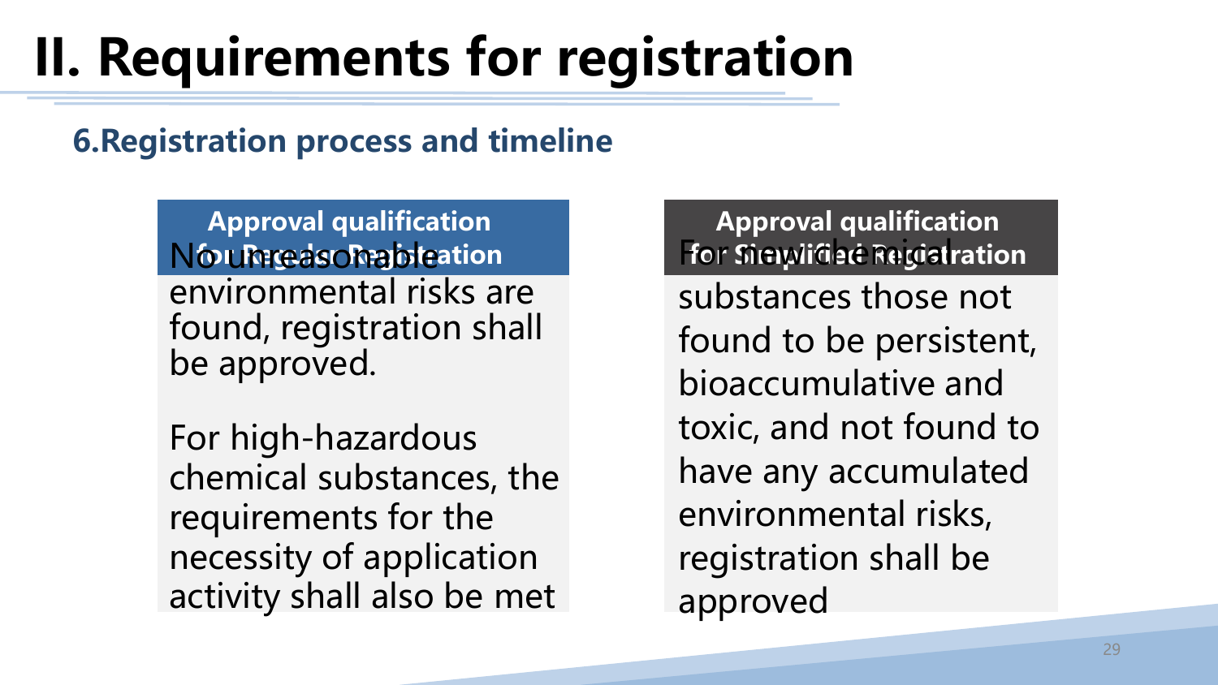# II. Requirements for registration

## 6.Registration process and timeline

**Approval qualification for Regular Registration**

No unreasonable environmental risks are found, registration shall be approved.

For high-hazardous chemical substances, the requirements for the necessity of application activity shall also be met

**Approval qualification for Simplified Registration**

For new chemical substances those not found to be persistent, bioaccumulative and toxic, and not found to have any accumulated environmental risks, registration shall be approved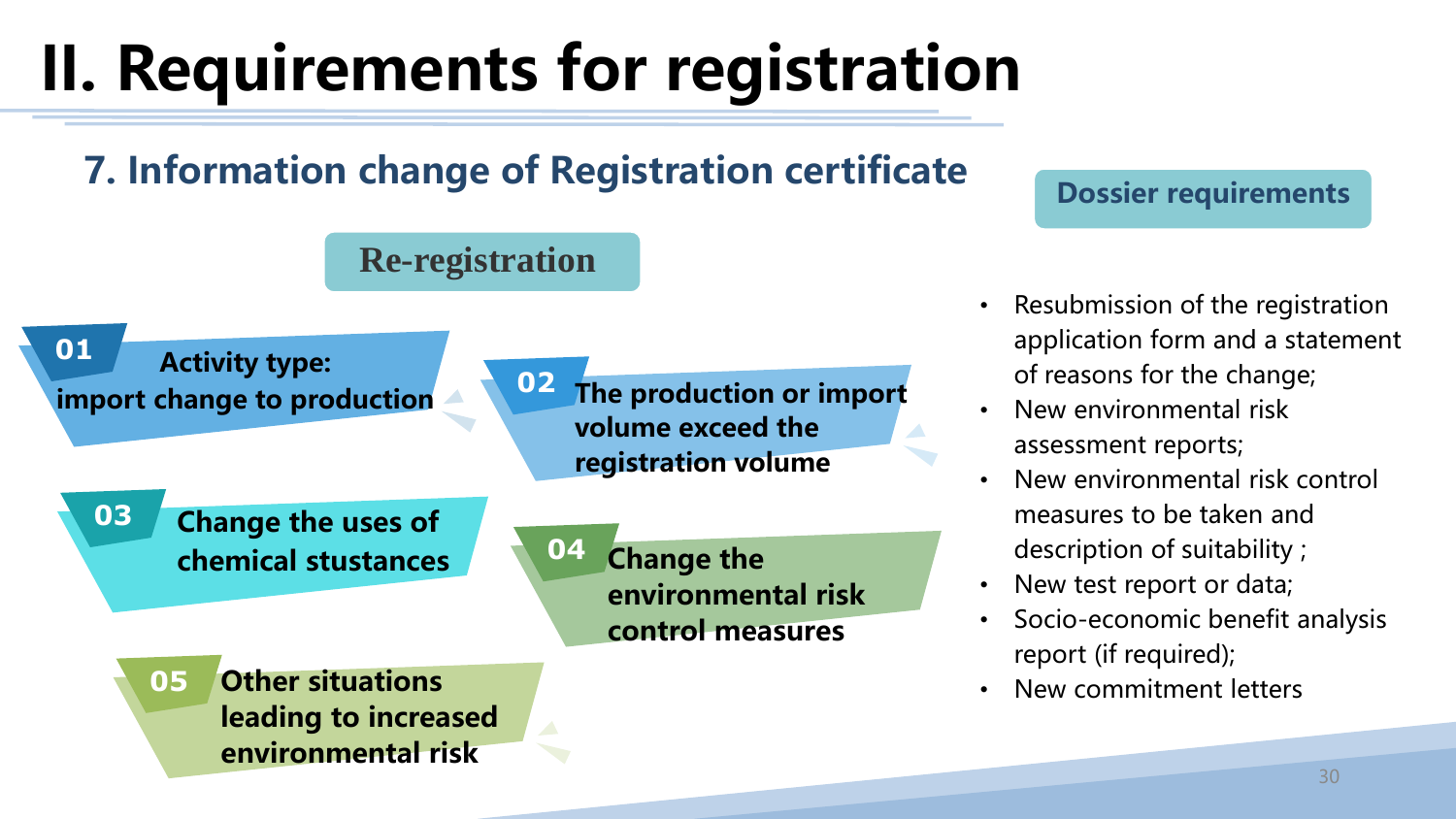# II. Requirements for registration

## 7. Information change of Registration certificate

### Re-registration

- **01** **Activity type: import change to production**
- **02** **The production or import volume exceed the registration volume**
- **03** **Change the uses of chemical stustances**
- **04** **Change the environmental risk control measures**
- **05** **Other situations leading to increased environmental risk**

### Dossier requirements

- Resubmission of the registration application form and a statement of reasons for the change;
- New environmental risk assessment reports;
- New environmental risk control measures to be taken and description of suitability ;
- New test report or data;
- Socio-economic benefit analysis report (if required);
- New commitment letters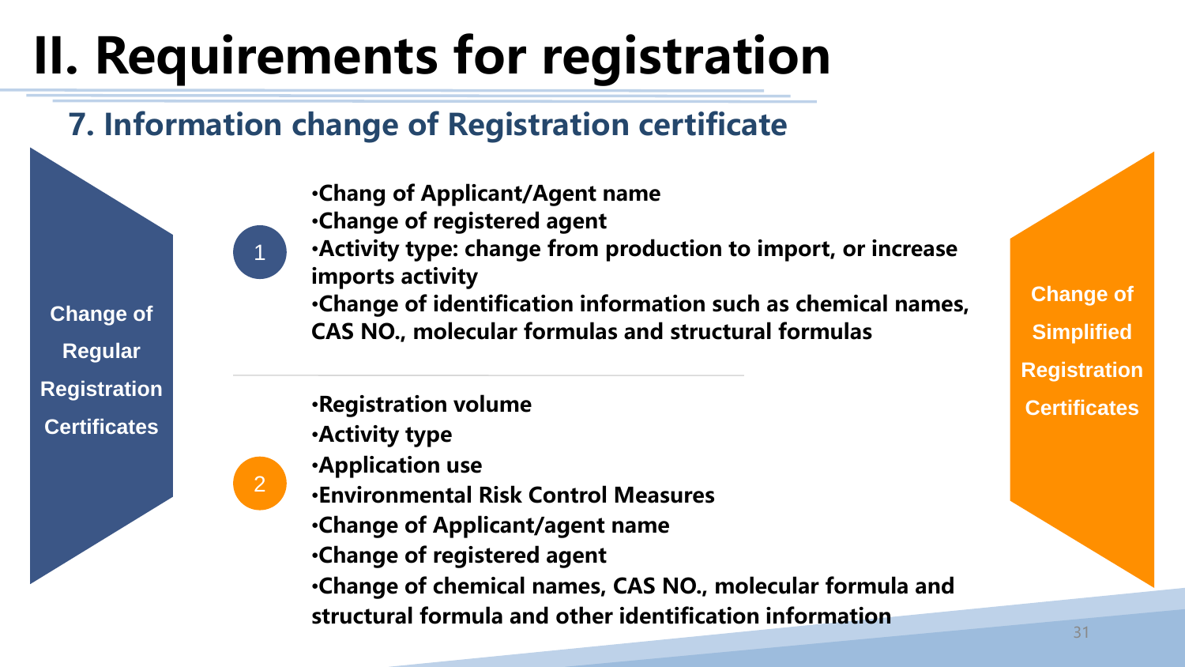# II. Requirements for registration

## 7. Information change of Registration certificate

**Change of Regular Registration Certificates**

1

- **Chang of Applicant/Agent name**
- **Change of registered agent**
- **Activity type: change from production to import, or increase imports activity**
- **Change of identification information such as chemical names, CAS NO., molecular formulas and structural formulas**

**Change of Simplified Registration Certificates**

2

- **Registration volume**
- **Activity type**
- **Application use**
- **Environmental Risk Control Measures**
- **Change of Applicant/agent name**
- **Change of registered agent**
- **Change of chemical names, CAS NO., molecular formula and structural formula and other identification information**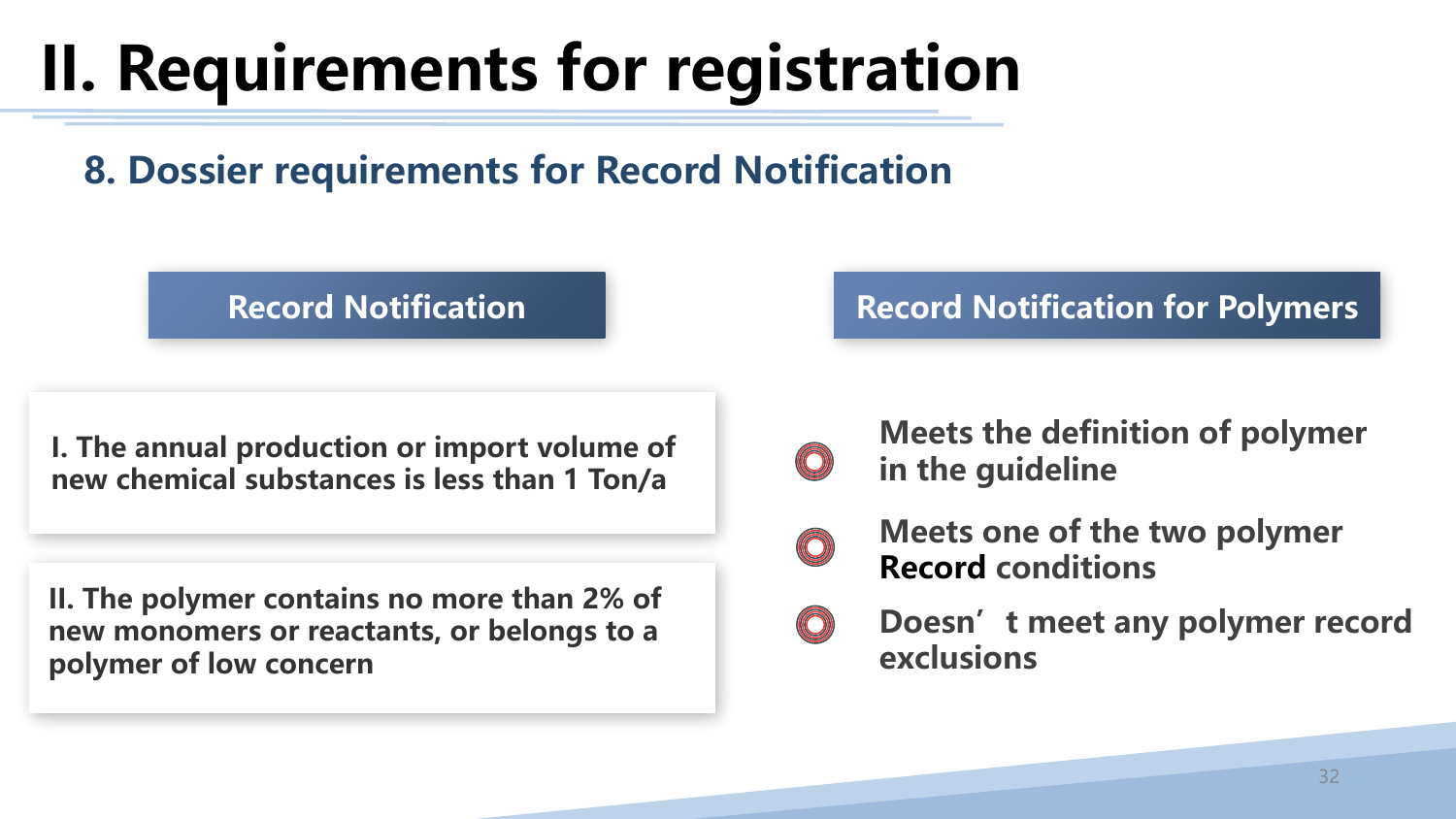# II. Requirements for registration

## 8. Dossier requirements for Record Notification

### Record Notification

**I. The annual production or import volume of new chemical substances is less than 1 Ton/a**

**II. The polymer contains no more than 2% of new monomers or reactants, or belongs to a polymer of low concern**

### Record Notification for Polymers

- **Meets the definition of polymer in the guideline**
- **Meets one of the two polymer Record conditions**
- **Doesn't meet any polymer record exclusions**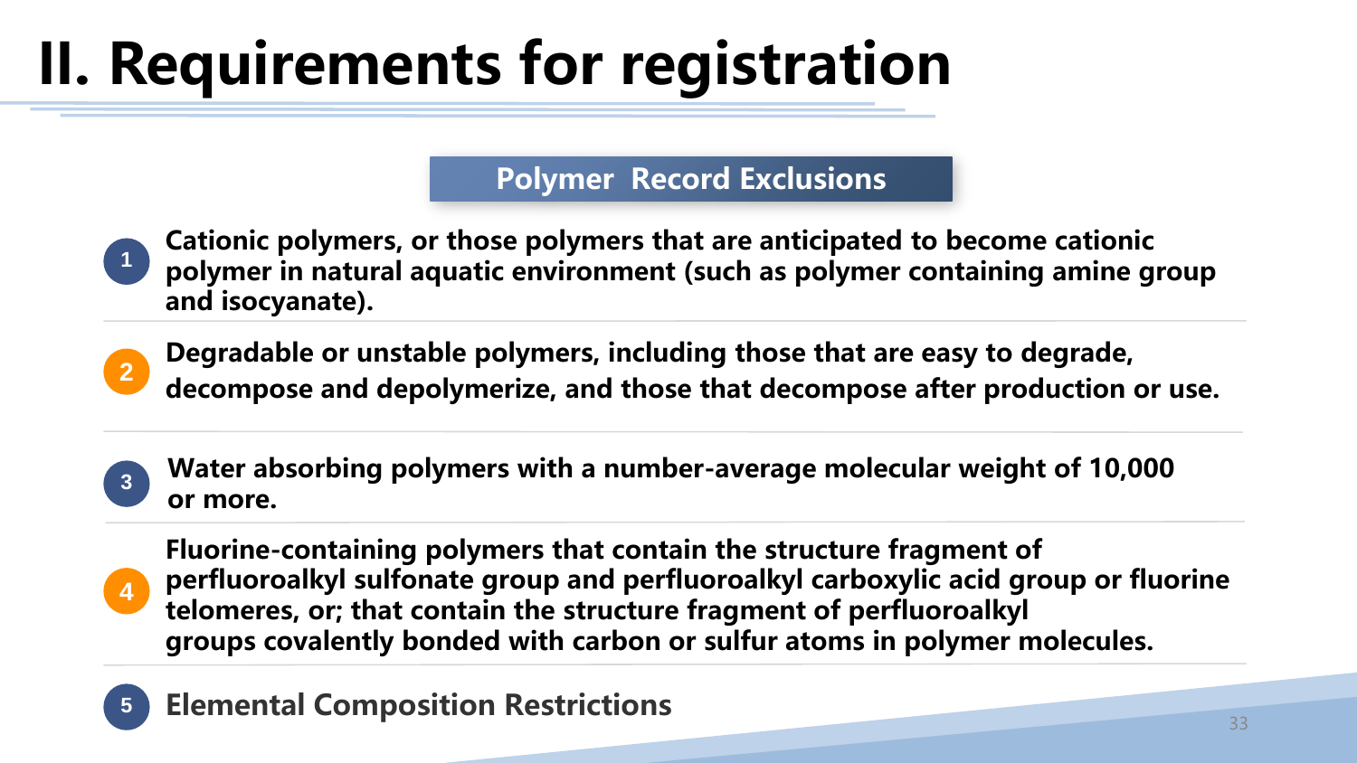# II. Requirements for registration

## Polymer Record Exclusions

1. Cationic polymers, or those polymers that are anticipated to become cationic polymer in natural aquatic environment (such as polymer containing amine group and isocyanate).
2. Degradable or unstable polymers, including those that are easy to degrade, decompose and depolymerize, and those that decompose after production or use.
3. Water absorbing polymers with a number-average molecular weight of 10,000 or more.
4. Fluorine-containing polymers that contain the structure fragment of perfluoroalkyl sulfonate group and perfluoroalkyl carboxylic acid group or fluorine telomeres, or; that contain the structure fragment of perfluoroalkyl groups covalently bonded with carbon or sulfur atoms in polymer molecules.
5. Elemental Composition Restrictions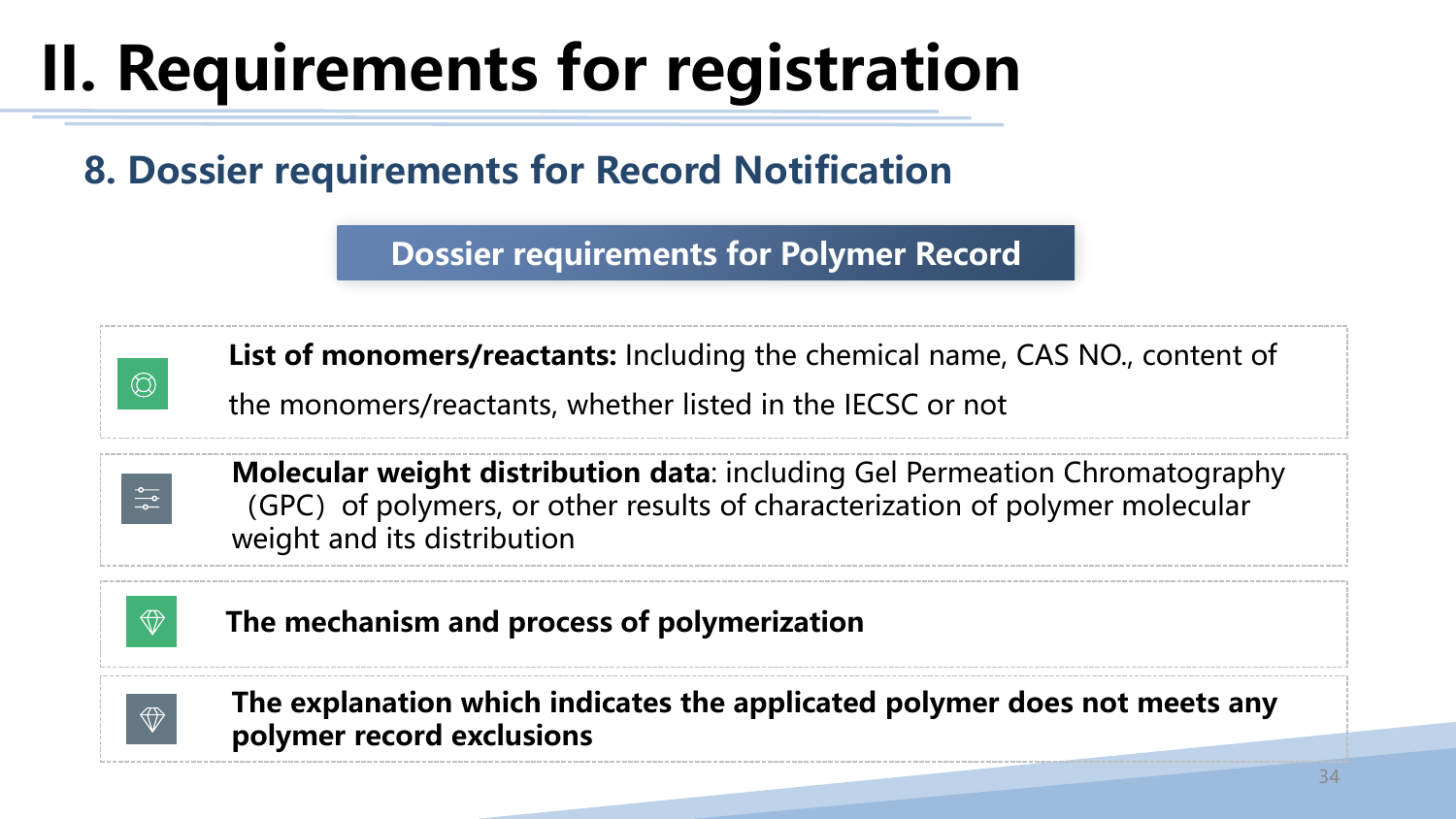# II. Requirements for registration

## 8. Dossier requirements for Record Notification

### Dossier requirements for Polymer Record

- **List of monomers/reactants:** Including the chemical name, CAS NO., content of the monomers/reactants, whether listed in the IECSC or not
- **Molecular weight distribution data**: including Gel Permeation Chromatography (GPC) of polymers, or other results of characterization of polymer molecular weight and its distribution
- **The mechanism and process of polymerization**
- **The explanation which indicates the applicated polymer does not meets any polymer record exclusions**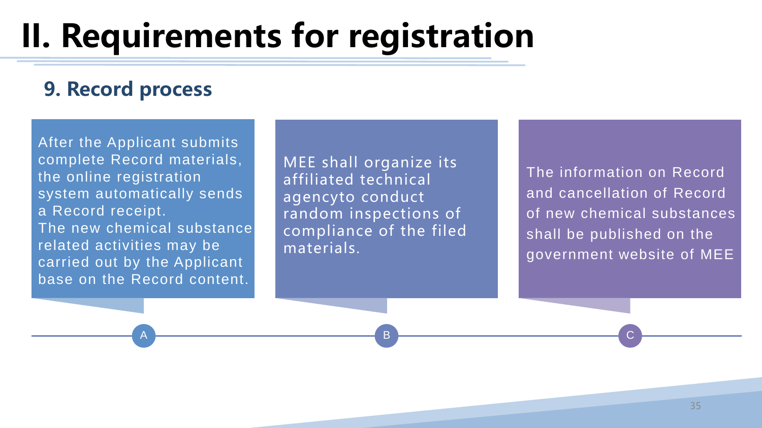# II. Requirements for registration

## 9. Record process

**A**

After the Applicant submits complete Record materials, the online registration system automatically sends a Record receipt.
The new chemical substance related activities may be carried out by the Applicant base on the Record content.

**B**

MEE shall organize its affiliated technical agencyto conduct random inspections of compliance of the filed materials.

**C**

The information on Record and cancellation of Record of new chemical substances shall be published on the government website of MEE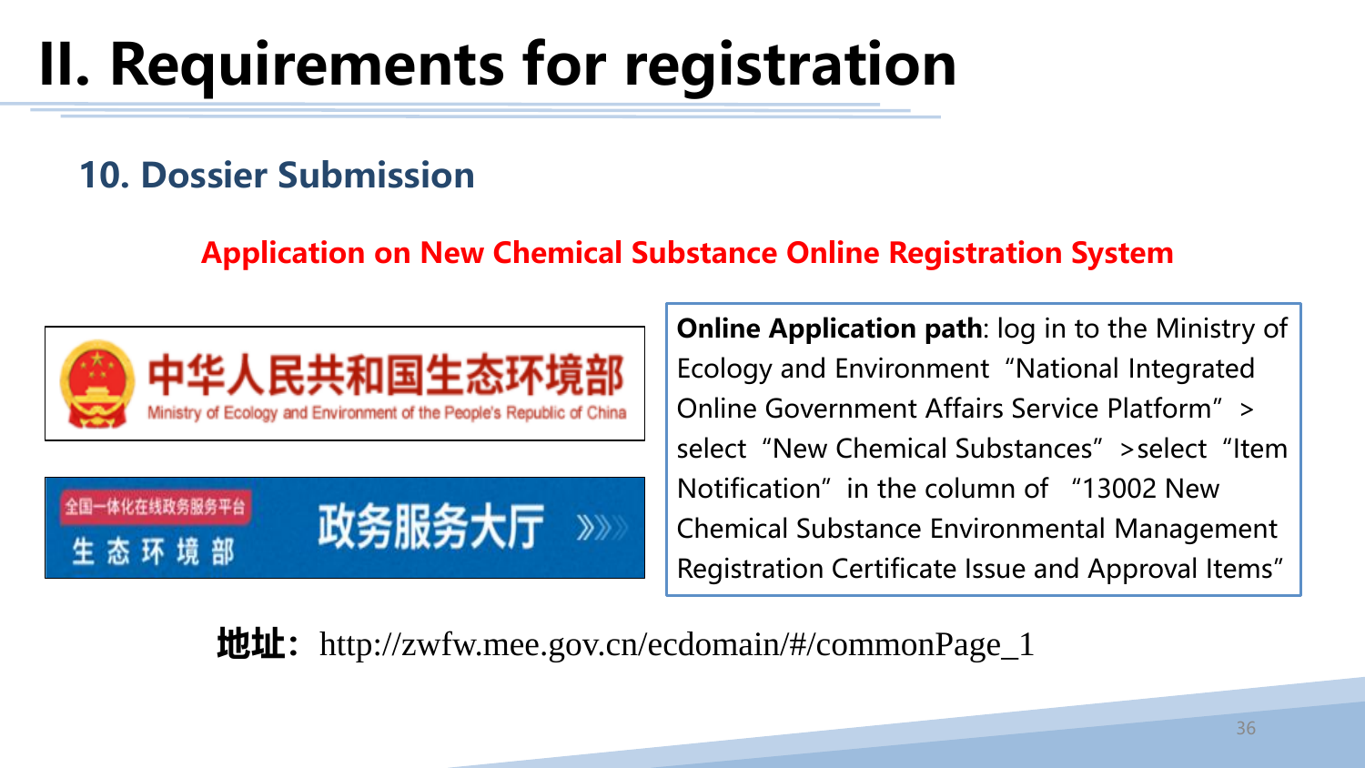# II. Requirements for registration

## 10. Dossier Submission

**Application on New Chemical Substance Online Registration System**

中华人民共和国生态环境部

Ministry of Ecology and Environment of the People's Republic of China

全国一体化在线政务服务平台

生 态 环 境 部

政务服务大厅 »»

**Online Application path**: log in to the Ministry of Ecology and Environment “National Integrated Online Government Affairs Service Platform” > select “New Chemical Substances” >select “Item Notification” in the column of “13002 New Chemical Substance Environmental Management Registration Certificate Issue and Approval Items”

**地址：** http://zwfw.mee.gov.cn/ecdomain/#/commonPage_1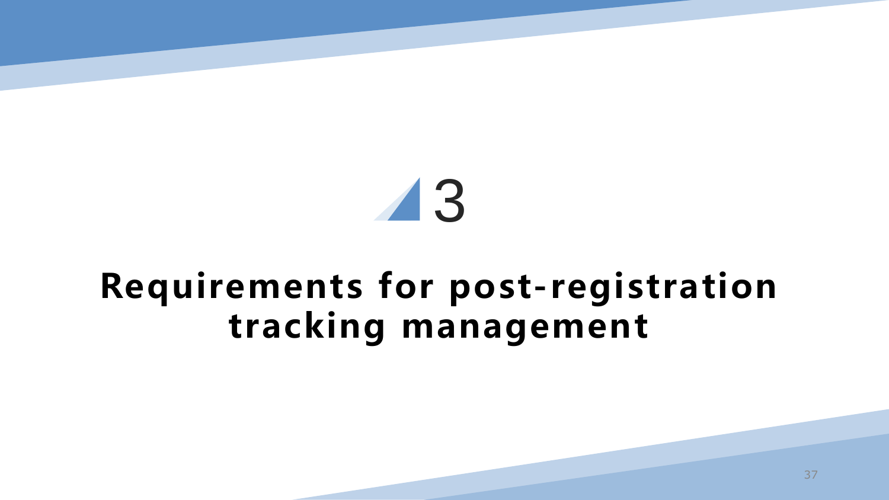# 3

# Requirements for post-registration tracking management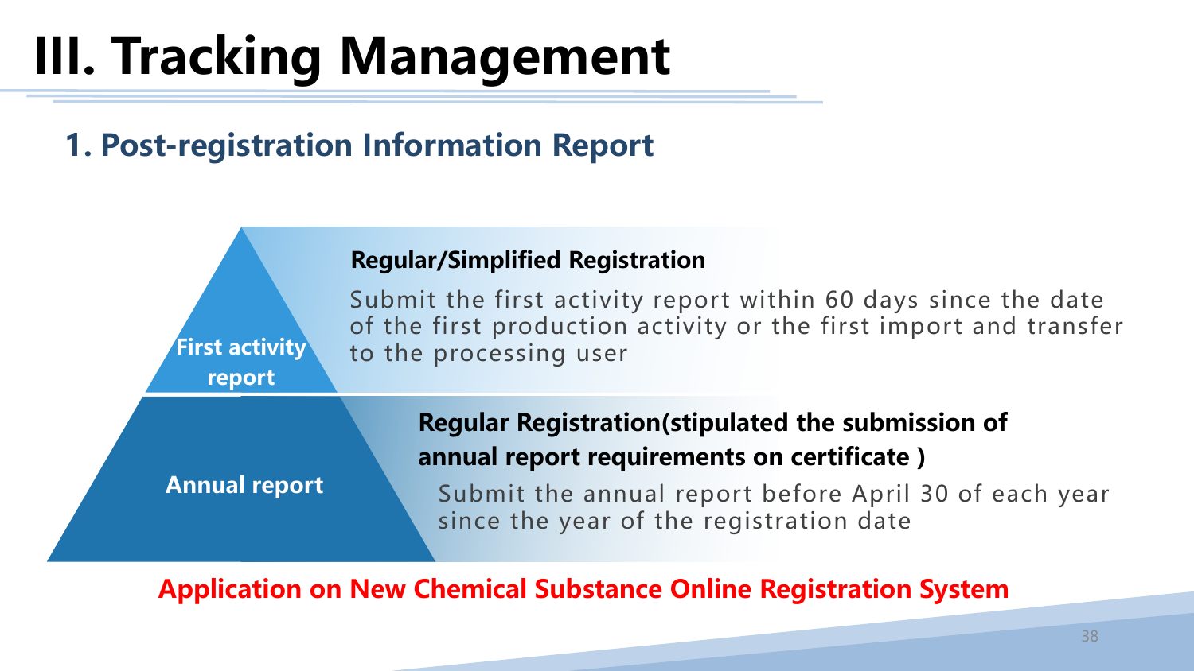# III. Tracking Management

## 1. Post-registration Information Report

**First activity report**

**Regular/Simplified Registration**

Submit the first activity report within 60 days since the date of the first production activity or the first import and transfer to the processing user

**Annual report**

**Regular Registration(stipulated the submission of annual report requirements on certificate )**

Submit the annual report before April 30 of each year since the year of the registration date

**Application on New Chemical Substance Online Registration System**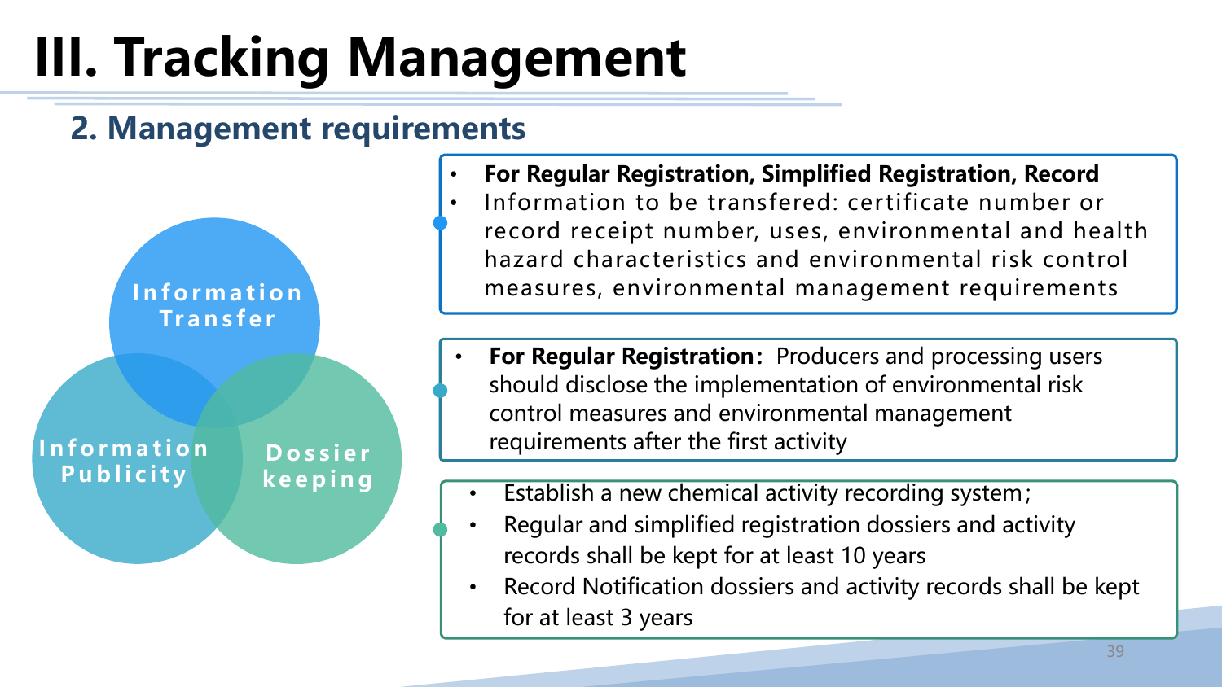# III. Tracking Management

## 2. Management requirements

Information Transfer

Information Publicity

Dossier keeping

- **For Regular Registration, Simplified Registration, Record**
- Information to be transfered: certificate number or record receipt number, uses, environmental and health hazard characteristics and environmental risk control measures, environmental management requirements

- **For Regular Registration:** Producers and processing users should disclose the implementation of environmental risk control measures and environmental management requirements after the first activity

- Establish a new chemical activity recording system;
- Regular and simplified registration dossiers and activity records shall be kept for at least 10 years
- Record Notification dossiers and activity records shall be kept for at least 3 years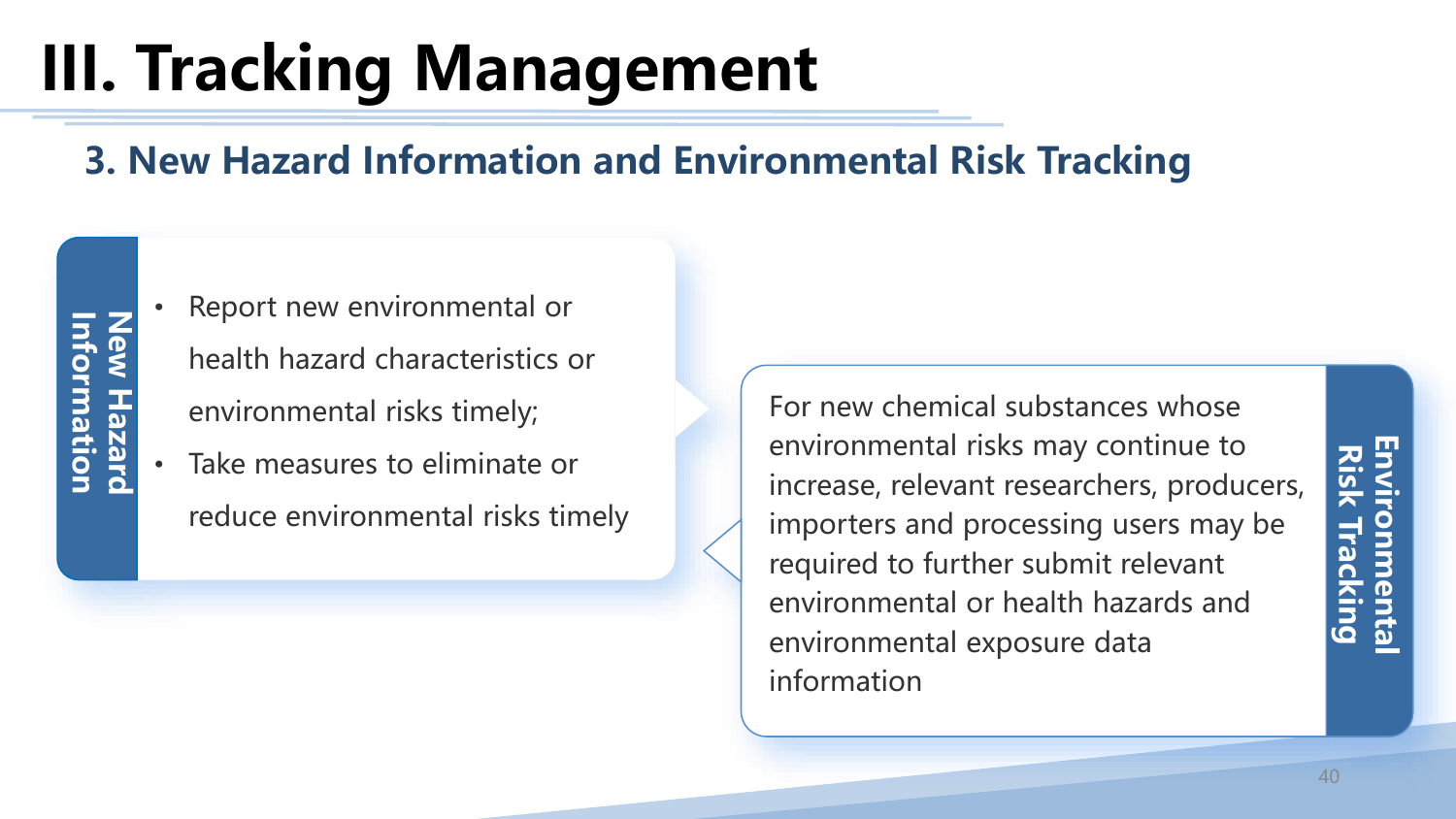# III. Tracking Management

## 3. New Hazard Information and Environmental Risk Tracking

**New Hazard Information**

- Report new environmental or health hazard characteristics or environmental risks timely;
- Take measures to eliminate or reduce environmental risks timely

**Environmental Risk Tracking**

For new chemical substances whose environmental risks may continue to increase, relevant researchers, producers, importers and processing users may be required to further submit relevant environmental or health hazards and environmental exposure data information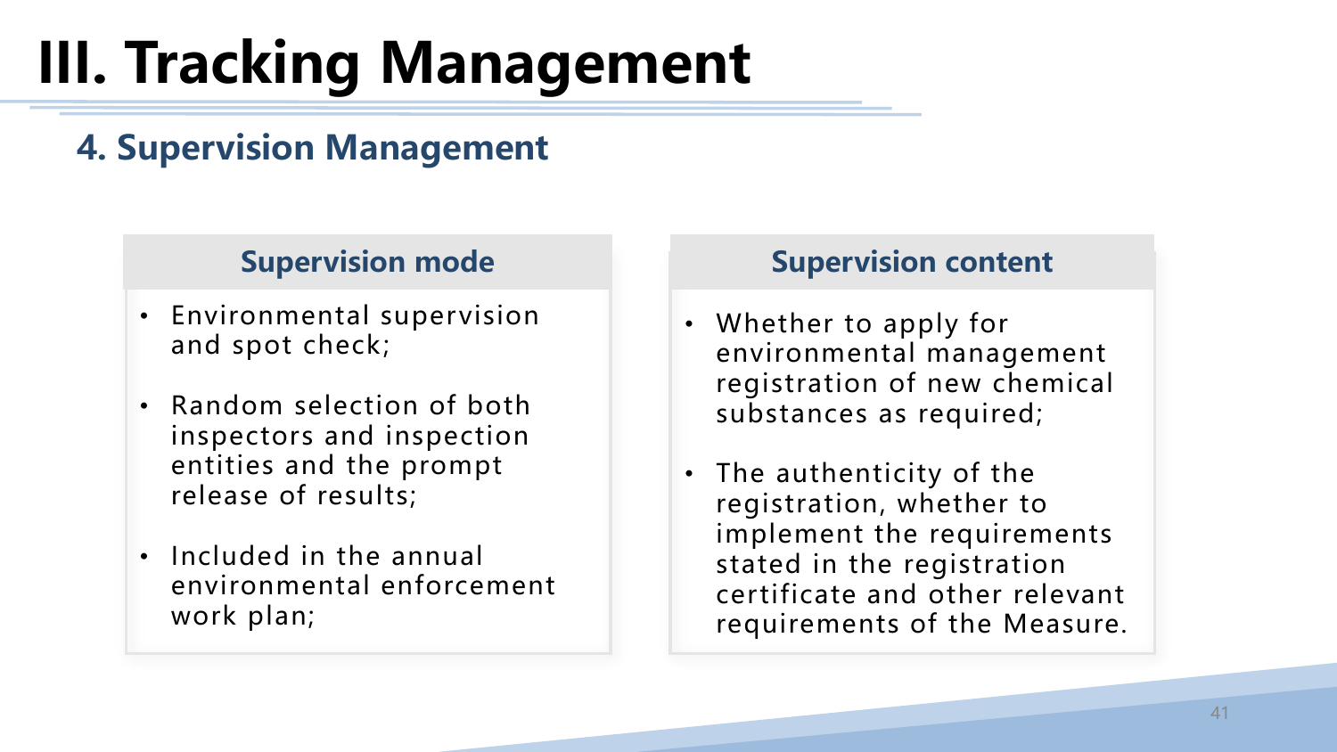# III. Tracking Management

## 4. Supervision Management

### Supervision mode

- Environmental supervision and spot check;
- Random selection of both inspectors and inspection entities and the prompt release of results;
- Included in the annual environmental enforcement work plan;

### Supervision content

- Whether to apply for environmental management registration of new chemical substances as required;
- The authenticity of the registration, whether to implement the requirements stated in the registration certificate and other relevant requirements of the Measure.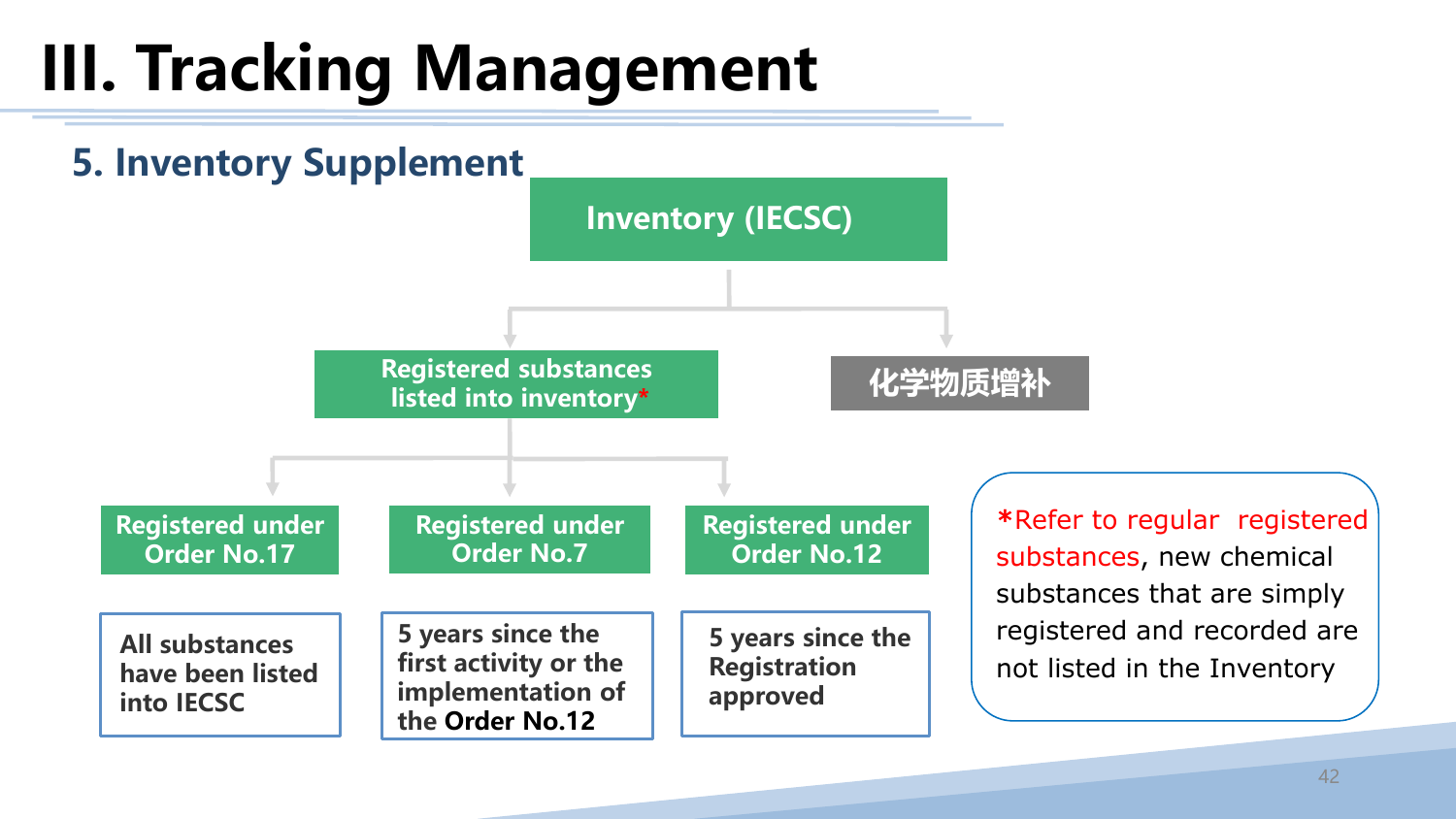# III. Tracking Management

## 5. Inventory Supplement

**Inventory (IECSC)**

- **Registered substances listed into inventory***
  - **Registered under Order No.17** — All substances have been listed into IECSC
  - **Registered under Order No.7** — 5 years since the first activity or the implementation of the Order No.12
  - **Registered under Order No.12** — 5 years since the Registration approved
- **化学物质增补**

*Refer to regular registered substances, new chemical substances that are simply registered and recorded are not listed in the Inventory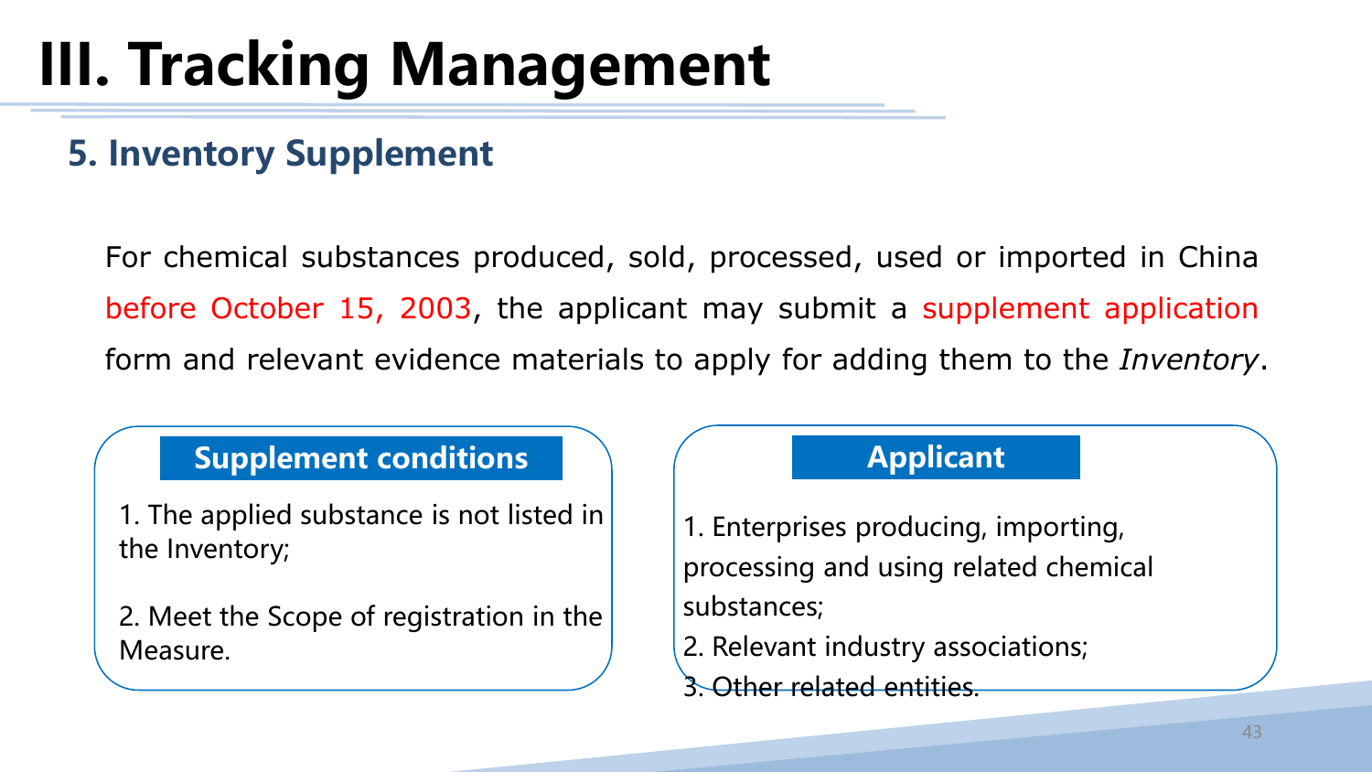# III. Tracking Management

## 5. Inventory Supplement

For chemical substances produced, sold, processed, used or imported in China before October 15, 2003, the applicant may submit a supplement application form and relevant evidence materials to apply for adding them to the *Inventory*.

### Supplement conditions

1. The applied substance is not listed in the Inventory;
2. Meet the Scope of registration in the Measure.

### Applicant

1. Enterprises producing, importing, processing and using related chemical substances;
2. Relevant industry associations;
3. Other related entities.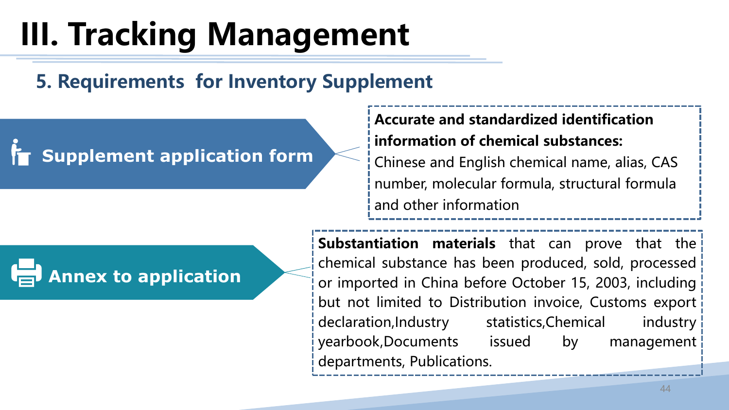# III. Tracking Management

## 5. Requirements for Inventory Supplement

**Supplement application form**

**Accurate and standardized identification information of chemical substances:**
Chinese and English chemical name, alias, CAS number, molecular formula, structural formula and other information

**Annex to application**

**Substantiation materials** that can prove that the chemical substance has been produced, sold, processed or imported in China before October 15, 2003, including but not limited to Distribution invoice, Customs export declaration,Industry statistics,Chemical industry yearbook,Documents issued by management departments, Publications.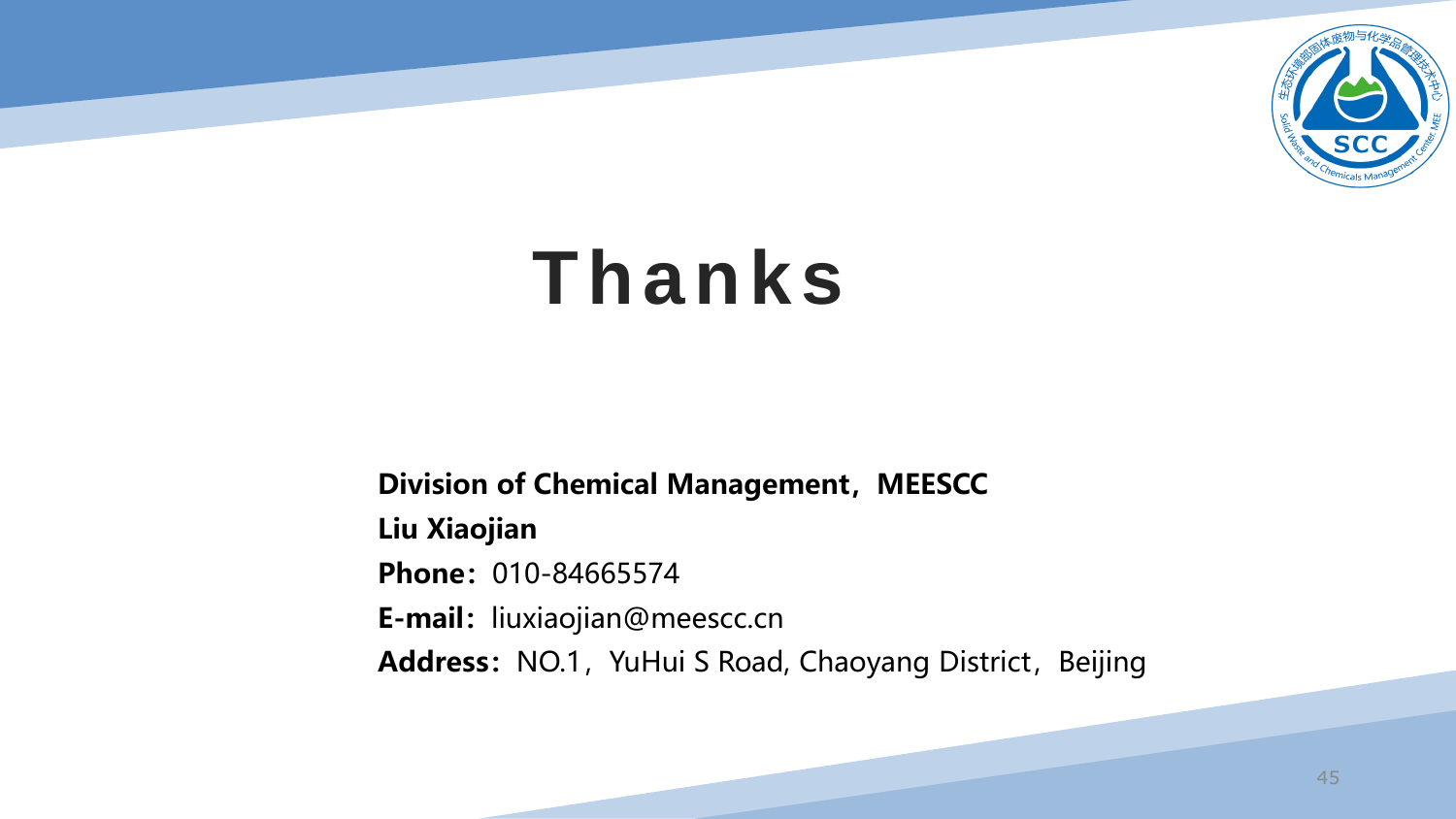# Thanks

**Division of Chemical Management，MEESCC**

**Liu Xiaojian**

**Phone：** 010-84665574

**E-mail：** liuxiaojian@meescc.cn

**Address：** NO.1，YuHui S Road, Chaoyang District，Beijing